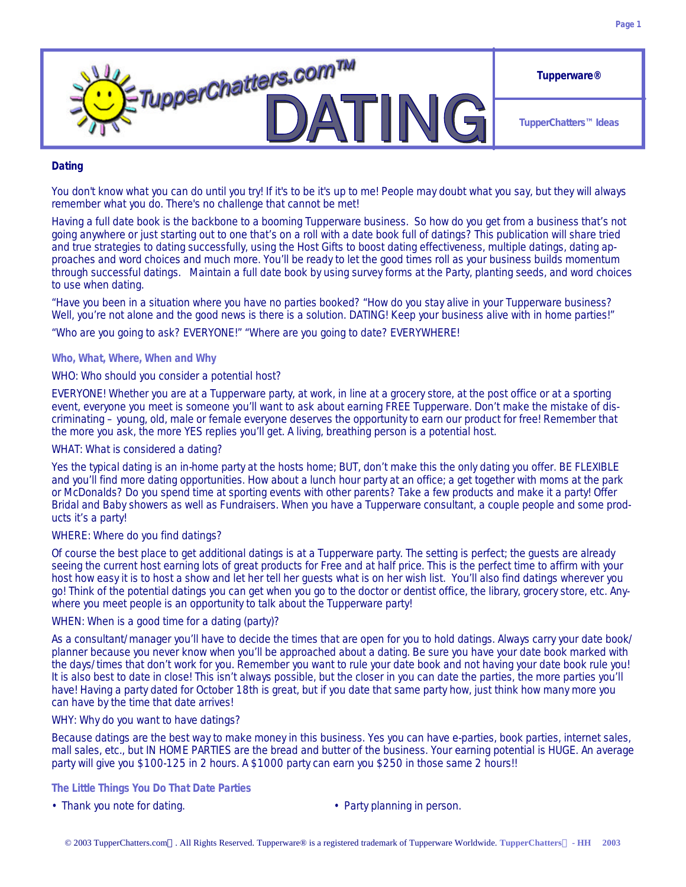# TupperChatters.com™ DATING

**Tupperware®**

**TupperChatters™ Ideas**

## Dating

You don't know what you can do until you try! If it's to be it's up to me! People may doubt what you say, but they will always remember what you do. There's no challenge that cannot be met!

Having a full date book is the backbone to a booming Tupperware business. So how do you get from a business that's not going anywhere or just starting out to one that's on a roll with a date book full of datings? This publication will share tried and true strategies to dating successfully, using the Host Gifts to boost dating effectiveness, multiple datings, dating approaches and word choices and much more. You'll be ready to let the good times roll as your business builds momentum through successful datings. Maintain a full date book by using survey forms at the Party, planting seeds, and word choices to use when dating.

"Have you been in a situation where you have no parties booked? "How do you stay alive in your Tupperware business? Well, you're not alone and the good news is there is a solution. DATING! Keep your business alive with in home parties!"

"Who are you going to ask? EVERYONE!" "Where are you going to date? EVERYWHERE!

### Who, What, Where, When and Why

WHO: Who should you consider a potential host?

EVERYONE! Whether you are at a Tupperware party, at work, in line at a grocery store, at the post office or at a sporting event, everyone you meet is someone you'll want to ask about earning FREE Tupperware. Don't make the mistake of discriminating – young, old, male or female everyone deserves the opportunity to earn our product for free! Remember that the more you ask, the more YES replies you'll get. A living, breathing person is a potential host.

WHAT: What is considered a dating?

Yes the typical dating is an in-home party at the hosts home; BUT, don't make this the only dating you offer. BE FLEXIBLE and you'll find more dating opportunities. How about a lunch hour party at an office; a get together with moms at the park or McDonalds? Do you spend time at sporting events with other parents? Take a few products and make it a party! Offer Bridal and Baby showers as well as Fundraisers. When you have a Tupperware consultant, a couple people and some products it's a party!

WHERE: Where do you find datings?

Of course the best place to get additional datings is at a Tupperware party. The setting is perfect; the guests are already seeing the current host earning lots of great products for Free and at half price. This is the perfect time to affirm with your host how easy it is to host a show and let her tell her guests what is on her wish list. You'll also find datings wherever you go! Think of the potential datings you can get when you go to the doctor or dentist office, the library, grocery store, etc. Anywhere you meet people is an opportunity to talk about the Tupperware party!

WHEN: When is a good time for a dating (party)?

As a consultant/manager you'll have to decide the times that are open for you to hold datings. Always carry your date book/planner because you never know when you'll be approached about a dating. Be sure you have your date book marked with the days/times that don't work for you. Remember you want to rule your date book and not having your date book rule you! It is also best to date in close! This isn't always possible, but the closer in you can date the parties, the more parties you'll have! Having a party dated for October 18th is great, but if you date that same party how, just think how many more you can have by the time that date arrives!

WHY: Why do you want to have datings?

Because datings are the best way to make money in this business. Yes you can have e-parties, book parties, internet sales, mall sales, etc., but IN HOME PARTIES are the bread and butter of the business. Your earning potential is HUGE. An average party will give you $100-125 in 2 hours. A $1000 party can earn you $250 in those same 2 hours!!

### The Little Things You Do That Date Parties

- Thank you note for dating.
- Party planning in person.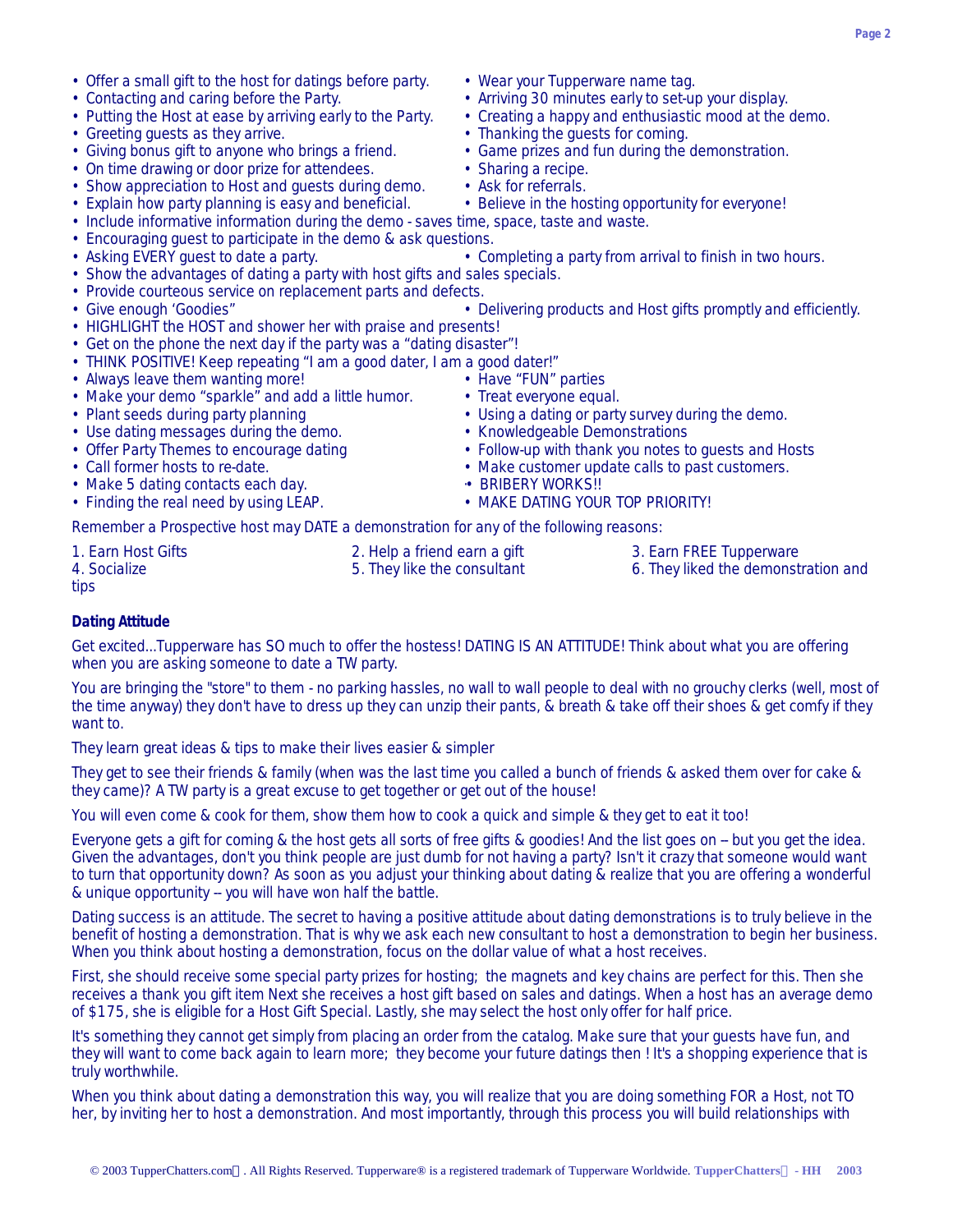- Offer a small gift to the host for datings before party.
- Contacting and caring before the Party.
- Putting the Host at ease by arriving early to the Party.
- Greeting guests as they arrive.
- Giving bonus gift to anyone who brings a friend.
- On time drawing or door prize for attendees.
- Show appreciation to Host and guests during demo.
- Explain how party planning is easy and beneficial.
- Wear your Tupperware name tag.
- Arriving 30 minutes early to set-up your display.
- Creating a happy and enthusiastic mood at the demo.
- Thanking the guests for coming.
- Game prizes and fun during the demonstration.
- Sharing a recipe.
- Ask for referrals.
- Believe in the hosting opportunity for everyone!
- Include informative information during the demo - saves time, space, taste and waste.
- Encouraging guest to participate in the demo & ask questions.
- Asking EVERY guest to date a party.
- Completing a party from arrival to finish in two hours.
- Show the advantages of dating a party with host gifts and sales specials.
- Provide courteous service on replacement parts and defects.
- Give enough 'Goodies"
- Delivering products and Host gifts promptly and efficiently.
- HIGHLIGHT the HOST and shower her with praise and presents!
- Get on the phone the next day if the party was a "dating disaster"!
- THINK POSITIVE! Keep repeating "I am a good dater, I am a good dater!"
- Always leave them wanting more!
- Make your demo "sparkle" and add a little humor.
- Plant seeds during party planning
- Use dating messages during the demo.
- Offer Party Themes to encourage dating
- Call former hosts to re-date.
- Make 5 dating contacts each day.
- Finding the real need by using LEAP.
- Have "FUN" parties
- Treat everyone equal.
- Using a dating or party survey during the demo.
- Knowledgeable Demonstrations
- Follow-up with thank you notes to guests and Hosts
- Make customer update calls to past customers.
- BRIBERY WORKS!!
- MAKE DATING YOUR TOP PRIORITY!

Remember a Prospective host may DATE a demonstration for any of the following reasons:

1. Earn Host Gifts
2. Help a friend earn a gift
3. Earn FREE Tupperware
4. Socialize
5. They like the consultant
6. They liked the demonstration and tips

**Dating Attitude**

Get excited...Tupperware has SO much to offer the hostess! DATING IS AN ATTITUDE! Think about what you are offering when you are asking someone to date a TW party.

You are bringing the "store" to them - no parking hassles, no wall to wall people to deal with no grouchy clerks (well, most of the time anyway) they don't have to dress up they can unzip their pants, & breath & take off their shoes & get comfy if they want to.

They learn great ideas & tips to make their lives easier & simpler

They get to see their friends & family (when was the last time you called a bunch of friends & asked them over for cake & they came)? A TW party is a great excuse to get together or get out of the house!

You will even come & cook for them, show them how to cook a quick and simple & they get to eat it too!

Everyone gets a gift for coming & the host gets all sorts of free gifts & goodies! And the list goes on -- but you get the idea. Given the advantages, don't you think people are just dumb for not having a party? Isn't it crazy that someone would want to turn that opportunity down? As soon as you adjust your thinking about dating & realize that you are offering a wonderful & unique opportunity -- you will have won half the battle.

Dating success is an attitude. The secret to having a positive attitude about dating demonstrations is to truly believe in the benefit of hosting a demonstration. That is why we ask each new consultant to host a demonstration to begin her business. When you think about hosting a demonstration, focus on the dollar value of what a host receives.

First, she should receive some special party prizes for hosting; the magnets and key chains are perfect for this. Then she receives a thank you gift item Next she receives a host gift based on sales and datings. When a host has an average demo of $175, she is eligible for a Host Gift Special. Lastly, she may select the host only offer for half price.

It's something they cannot get simply from placing an order from the catalog. Make sure that your guests have fun, and they will want to come back again to learn more; they become your future datings then ! It's a shopping experience that is truly worthwhile.

When you think about dating a demonstration this way, you will realize that you are doing something FOR a Host, not TO her, by inviting her to host a demonstration. And most importantly, through this process you will build relationships with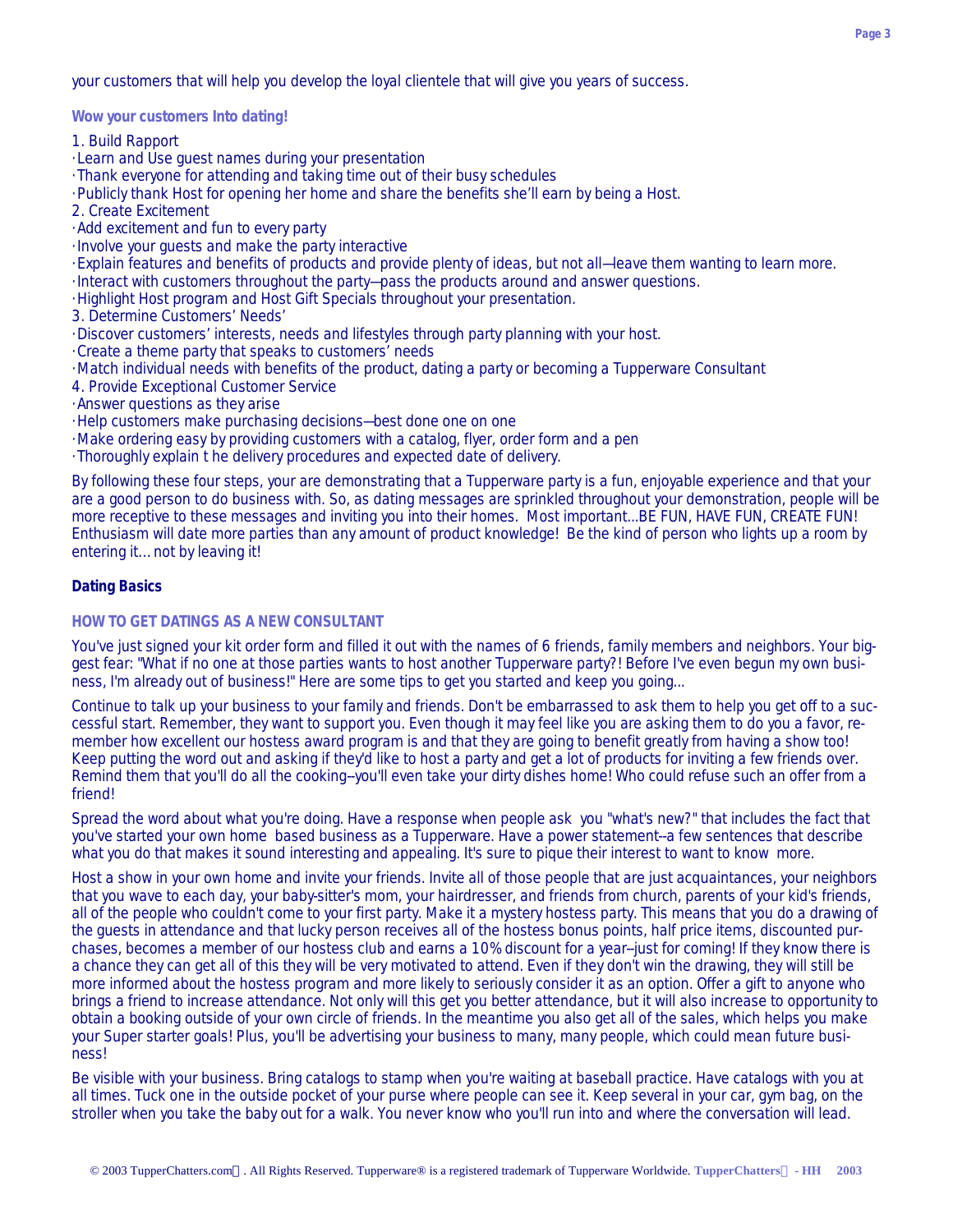your customers that will help you develop the loyal clientele that will give you years of success.

### Wow your customers Into dating!

1. Build Rapport
   - Learn and Use guest names during your presentation
   - Thank everyone for attending and taking time out of their busy schedules
   - Publicly thank Host for opening her home and share the benefits she'll earn by being a Host.
2. Create Excitement
   - Add excitement and fun to every party
   - Involve your guests and make the party interactive
   - Explain features and benefits of products and provide plenty of ideas, but not all—leave them wanting to learn more.
   - Interact with customers throughout the party—pass the products around and answer questions.
   - Highlight Host program and Host Gift Specials throughout your presentation.
3. Determine Customers' Needs'
   - Discover customers' interests, needs and lifestyles through party planning with your host.
   - Create a theme party that speaks to customers' needs
   - Match individual needs with benefits of the product, dating a party or becoming a Tupperware Consultant
4. Provide Exceptional Customer Service
   - Answer questions as they arise
   - Help customers make purchasing decisions—best done one on one
   - Make ordering easy by providing customers with a catalog, flyer, order form and a pen
   - Thoroughly explain t he delivery procedures and expected date of delivery.

By following these four steps, your are demonstrating that a Tupperware party is a fun, enjoyable experience and that your are a good person to do business with. So, as dating messages are sprinkled throughout your demonstration, people will be more receptive to these messages and inviting you into their homes. Most important...BE FUN, HAVE FUN, CREATE FUN! Enthusiasm will date more parties than any amount of product knowledge! Be the kind of person who lights up a room by entering it… not by leaving it!

## Dating Basics

### HOW TO GET DATINGS AS A NEW CONSULTANT

You've just signed your kit order form and filled it out with the names of 6 friends, family members and neighbors. Your biggest fear: "What if no one at those parties wants to host another Tupperware party?! Before I've even begun my own business, I'm already out of business!" Here are some tips to get you started and keep you going...

Continue to talk up your business to your family and friends. Don't be embarrassed to ask them to help you get off to a successful start. Remember, they want to support you. Even though it may feel like you are asking them to do you a favor, remember how excellent our hostess award program is and that they are going to benefit greatly from having a show too! Keep putting the word out and asking if they'd like to host a party and get a lot of products for inviting a few friends over. Remind them that you'll do all the cooking--you'll even take your dirty dishes home! Who could refuse such an offer from a friend!

Spread the word about what you're doing. Have a response when people ask you "what's new?" that includes the fact that you've started your own home based business as a Tupperware. Have a power statement--a few sentences that describe what you do that makes it sound interesting and appealing. It's sure to pique their interest to want to know more.

Host a show in your own home and invite your friends. Invite all of those people that are just acquaintances, your neighbors that you wave to each day, your baby-sitter's mom, your hairdresser, and friends from church, parents of your kid's friends, all of the people who couldn't come to your first party. Make it a mystery hostess party. This means that you do a drawing of the guests in attendance and that lucky person receives all of the hostess bonus points, half price items, discounted purchases, becomes a member of our hostess club and earns a 10% discount for a year--just for coming! If they know there is a chance they can get all of this they will be very motivated to attend. Even if they don't win the drawing, they will still be more informed about the hostess program and more likely to seriously consider it as an option. Offer a gift to anyone who brings a friend to increase attendance. Not only will this get you better attendance, but it will also increase to opportunity to obtain a booking outside of your own circle of friends. In the meantime you also get all of the sales, which helps you make your Super starter goals! Plus, you'll be advertising your business to many, many people, which could mean future business!

Be visible with your business. Bring catalogs to stamp when you're waiting at baseball practice. Have catalogs with you at all times. Tuck one in the outside pocket of your purse where people can see it. Keep several in your car, gym bag, on the stroller when you take the baby out for a walk. You never know who you'll run into and where the conversation will lead.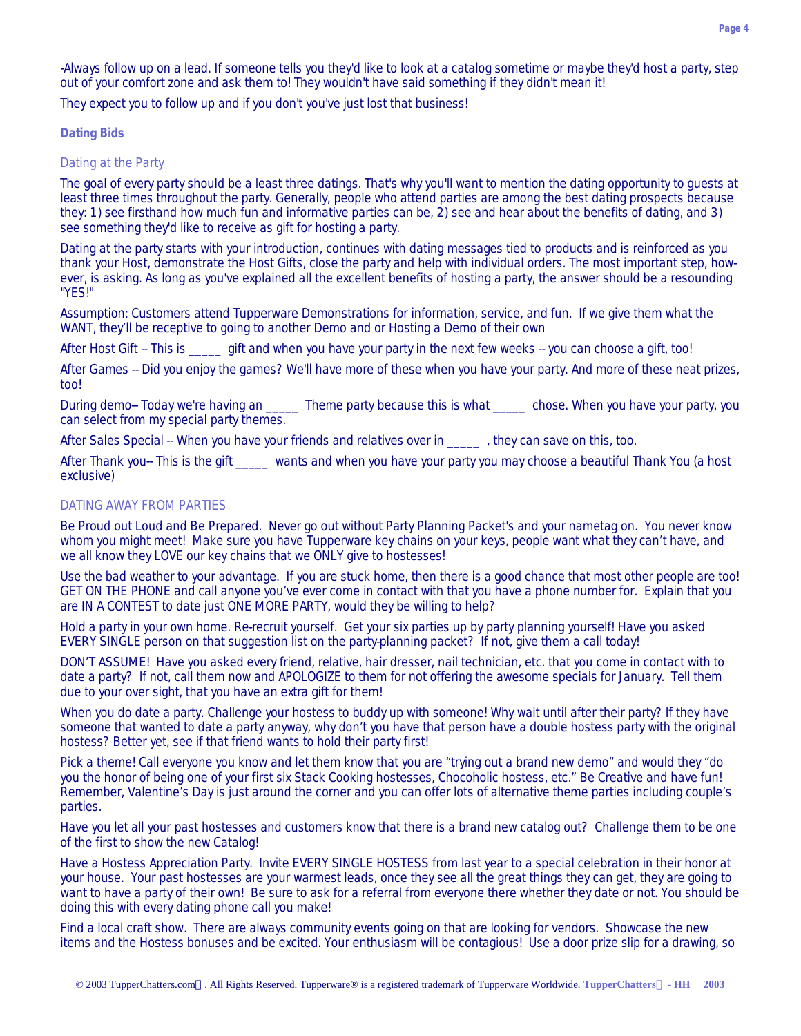-Always follow up on a lead. If someone tells you they'd like to look at a catalog sometime or maybe they'd host a party, step out of your comfort zone and ask them to! They wouldn't have said something if they didn't mean it!

They expect you to follow up and if you don't you've just lost that business!

## Dating Bids

### Dating at the Party

The goal of every party should be a least three datings. That's why you'll want to mention the dating opportunity to guests at least three times throughout the party. Generally, people who attend parties are among the best dating prospects because they: 1) see firsthand how much fun and informative parties can be, 2) see and hear about the benefits of dating, and 3) see something they'd like to receive as gift for hosting a party.

Dating at the party starts with your introduction, continues with dating messages tied to products and is reinforced as you thank your Host, demonstrate the Host Gifts, close the party and help with individual orders. The most important step, however, is asking. As long as you've explained all the excellent benefits of hosting a party, the answer should be a resounding "YES!"

Assumption: Customers attend Tupperware Demonstrations for information, service, and fun. If we give them what the WANT, they'll be receptive to going to another Demo and or Hosting a Demo of their own

After Host Gift -- This is _____ gift and when you have your party in the next few weeks -- you can choose a gift, too!

After Games -- Did you enjoy the games? We'll have more of these when you have your party. And more of these neat prizes, too!

During demo-- Today we're having an _____ Theme party because this is what _____ chose. When you have your party, you can select from my special party themes.

After Sales Special -- When you have your friends and relatives over in _____ , they can save on this, too.

After Thank you-- This is the gift _____ wants and when you have your party you may choose a beautiful Thank You (a host exclusive)

### DATING AWAY FROM PARTIES

Be Proud out Loud and Be Prepared. Never go out without Party Planning Packet's and your nametag on. You never know whom you might meet! Make sure you have Tupperware key chains on your keys, people want what they can't have, and we all know they LOVE our key chains that we ONLY give to hostesses!

Use the bad weather to your advantage. If you are stuck home, then there is a good chance that most other people are too! GET ON THE PHONE and call anyone you've ever come in contact with that you have a phone number for. Explain that you are IN A CONTEST to date just ONE MORE PARTY, would they be willing to help?

Hold a party in your own home. Re-recruit yourself. Get your six parties up by party planning yourself! Have you asked EVERY SINGLE person on that suggestion list on the party-planning packet? If not, give them a call today!

DON'T ASSUME! Have you asked every friend, relative, hair dresser, nail technician, etc. that you come in contact with to date a party? If not, call them now and APOLOGIZE to them for not offering the awesome specials for January. Tell them due to your over sight, that you have an extra gift for them!

When you do date a party. Challenge your hostess to buddy up with someone! Why wait until after their party? If they have someone that wanted to date a party anyway, why don't you have that person have a double hostess party with the original hostess? Better yet, see if that friend wants to hold their party first!

Pick a theme! Call everyone you know and let them know that you are "trying out a brand new demo" and would they "do you the honor of being one of your first six Stack Cooking hostesses, Chocoholic hostess, etc." Be Creative and have fun! Remember, Valentine's Day is just around the corner and you can offer lots of alternative theme parties including couple's parties.

Have you let all your past hostesses and customers know that there is a brand new catalog out? Challenge them to be one of the first to show the new Catalog!

Have a Hostess Appreciation Party. Invite EVERY SINGLE HOSTESS from last year to a special celebration in their honor at your house. Your past hostesses are your warmest leads, once they see all the great things they can get, they are going to want to have a party of their own! Be sure to ask for a referral from everyone there whether they date or not. You should be doing this with every dating phone call you make!

Find a local craft show. There are always community events going on that are looking for vendors. Showcase the new items and the Hostess bonuses and be excited. Your enthusiasm will be contagious! Use a door prize slip for a drawing, so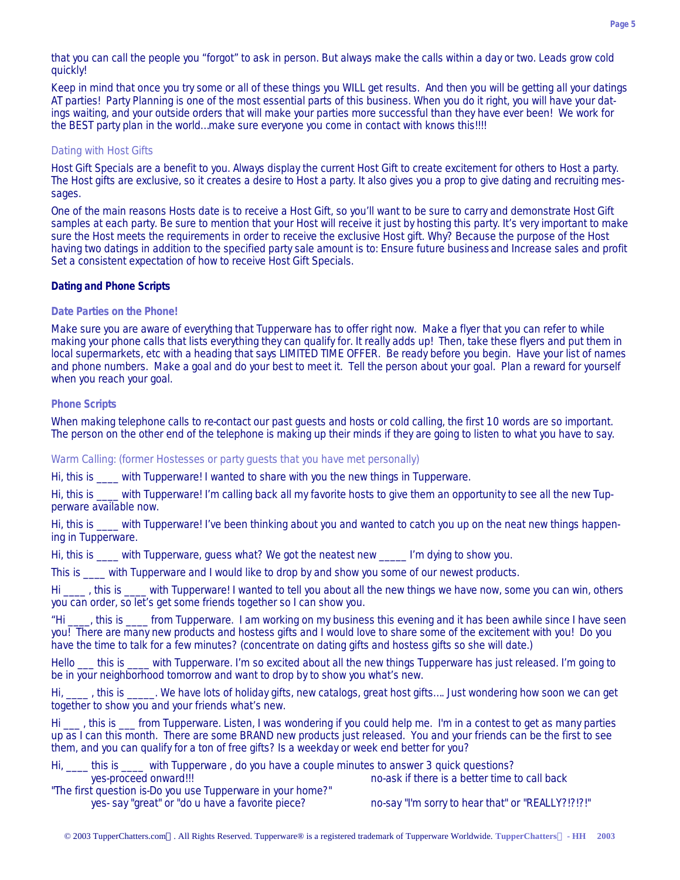that you can call the people you "forgot" to ask in person. But always make the calls within a day or two. Leads grow cold quickly!

Keep in mind that once you try some or all of these things you WILL get results. And then you will be getting all your datings AT parties! Party Planning is one of the most essential parts of this business. When you do it right, you will have your datings waiting, and your outside orders that will make your parties more successful than they have ever been! We work for the BEST party plan in the world...make sure everyone you come in contact with knows this!!!!

### Dating with Host Gifts

Host Gift Specials are a benefit to you. Always display the current Host Gift to create excitement for others to Host a party. The Host gifts are exclusive, so it creates a desire to Host a party. It also gives you a prop to give dating and recruiting messages.

One of the main reasons Hosts date is to receive a Host Gift, so you'll want to be sure to carry and demonstrate Host Gift samples at each party. Be sure to mention that your Host will receive it just by hosting this party. It's very important to make sure the Host meets the requirements in order to receive the exclusive Host gift. Why? Because the purpose of the Host having two datings in addition to the specified party sale amount is to: Ensure future business and Increase sales and profit Set a consistent expectation of how to receive Host Gift Specials.

## Dating and Phone Scripts

### Date Parties on the Phone!

Make sure you are aware of everything that Tupperware has to offer right now. Make a flyer that you can refer to while making your phone calls that lists everything they can qualify for. It really adds up! Then, take these flyers and put them in local supermarkets, etc with a heading that says LIMITED TIME OFFER. Be ready before you begin. Have your list of names and phone numbers. Make a goal and do your best to meet it. Tell the person about your goal. Plan a reward for yourself when you reach your goal.

### Phone Scripts

When making telephone calls to re-contact our past guests and hosts or cold calling, the first 10 words are so important. The person on the other end of the telephone is making up their minds if they are going to listen to what you have to say.

#### Warm Calling: (former Hostesses or party guests that you have met personally)

Hi, this is ____ with Tupperware! I wanted to share with you the new things in Tupperware.

Hi, this is ____ with Tupperware! I'm calling back all my favorite hosts to give them an opportunity to see all the new Tupperware available now.

Hi, this is ____ with Tupperware! I've been thinking about you and wanted to catch you up on the neat new things happening in Tupperware.

Hi, this is ____ with Tupperware, guess what? We got the neatest new _____ I'm dying to show you.

This is ____ with Tupperware and I would like to drop by and show you some of our newest products.

Hi ____ , this is ____ with Tupperware! I wanted to tell you about all the new things we have now, some you can win, others you can order, so let's get some friends together so I can show you.

"Hi ____, this is ____ from Tupperware. I am working on my business this evening and it has been awhile since I have seen you! There are many new products and hostess gifts and I would love to share some of the excitement with you! Do you have the time to talk for a few minutes? (concentrate on dating gifts and hostess gifts so she will date.)

Hello ___ this is ____ with Tupperware. I'm so excited about all the new things Tupperware has just released. I'm going to be in your neighborhood tomorrow and want to drop by to show you what's new.

Hi, ____ , this is _____. We have lots of holiday gifts, new catalogs, great host gifts…. Just wondering how soon we can get together to show you and your friends what's new.

Hi ___ , this is ___ from Tupperware. Listen, I was wondering if you could help me. I'm in a contest to get as many parties up as I can this month. There are some BRAND new products just released. You and your friends can be the first to see them, and you can qualify for a ton of free gifts? Is a weekday or week end better for you?

Hi, ____ this is ____ with Tupperware , do you have a couple minutes to answer 3 quick questions?

- yes-proceed onward!!!
- no-ask if there is a better time to call back

"The first question is-Do you use Tupperware in your home?"

- yes- say "great" or "do u have a favorite piece?
- no-say "I'm sorry to hear that" or "REALLY?!?!?!"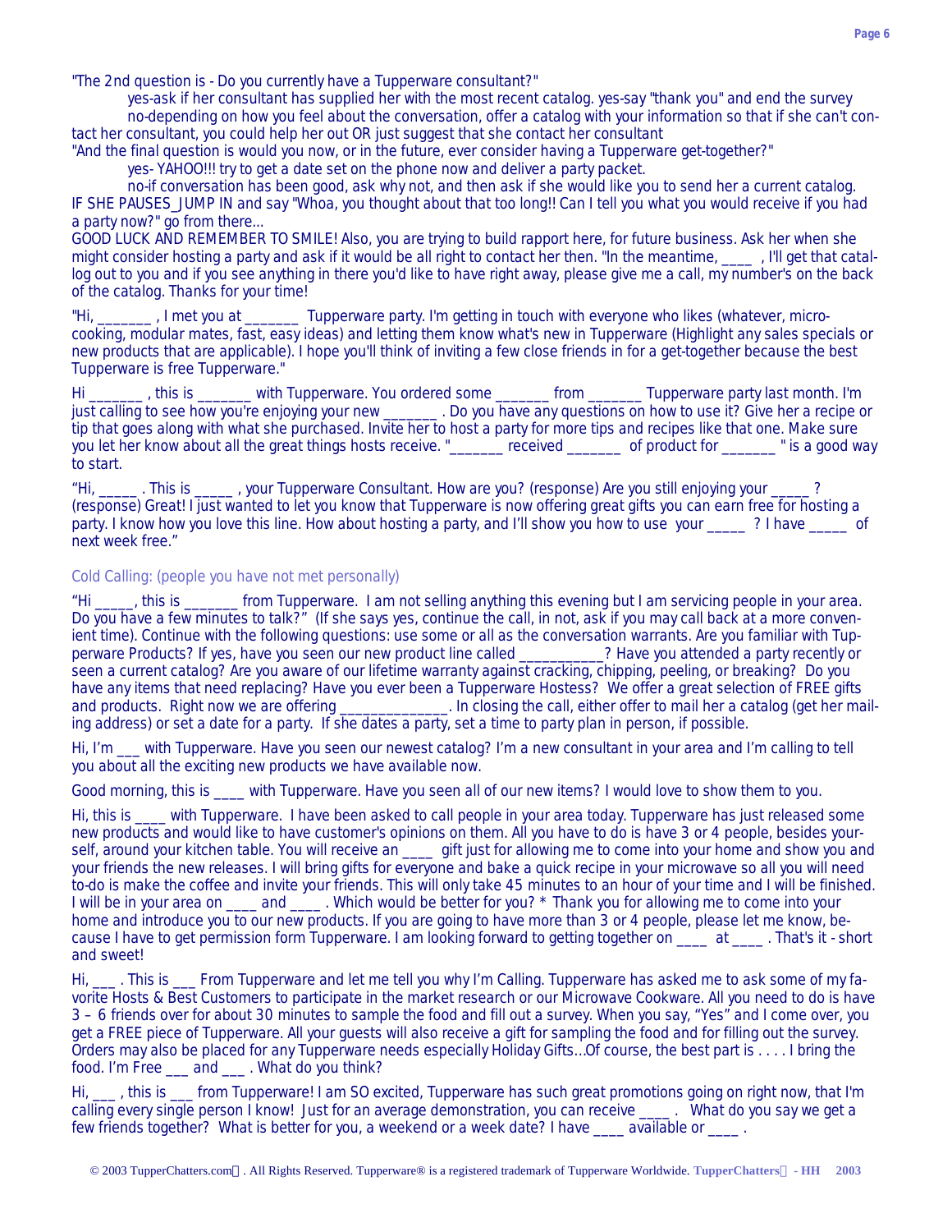"The 2nd question is - Do you currently have a Tupperware consultant?"

yes-ask if her consultant has supplied her with the most recent catalog. yes-say "thank you" and end the survey

no-depending on how you feel about the conversation, offer a catalog with your information so that if she can't contact her consultant, you could help her out OR just suggest that she contact her consultant

"And the final question is would you now, or in the future, ever consider having a Tupperware get-together?"

yes- YAHOO!!! try to get a date set on the phone now and deliver a party packet.

no-if conversation has been good, ask why not, and then ask if she would like you to send her a current catalog.

IF SHE PAUSES_JUMP IN and say "Whoa, you thought about that too long!! Can I tell you what you would receive if you had a party now?" go from there...

GOOD LUCK AND REMEMBER TO SMILE! Also, you are trying to build rapport here, for future business. Ask her when she might consider hosting a party and ask if it would be all right to contact her then. "In the meantime, ____ , I'll get that catallog out to you and if you see anything in there you'd like to have right away, please give me a call, my number's on the back of the catalog. Thanks for your time!

"Hi, _______ , I met you at _______ Tupperware party. I'm getting in touch with everyone who likes (whatever, micro-cooking, modular mates, fast, easy ideas) and letting them know what's new in Tupperware (Highlight any sales specials or new products that are applicable). I hope you'll think of inviting a few close friends in for a get-together because the best Tupperware is free Tupperware."

Hi _______ , this is _______ with Tupperware. You ordered some _______ from _______ Tupperware party last month. I'm just calling to see how you're enjoying your new _______ . Do you have any questions on how to use it? Give her a recipe or tip that goes along with what she purchased. Invite her to host a party for more tips and recipes like that one. Make sure you let her know about all the great things hosts receive. "_______ received _______ of product for _______ " is a good way to start.

"Hi, _____ . This is _____ , your Tupperware Consultant. How are you? (response) Are you still enjoying your _____ ? (response) Great! I just wanted to let you know that Tupperware is now offering great gifts you can earn free for hosting a party. I know how you love this line. How about hosting a party, and I'll show you how to use your _____ ? I have _____ of next week free."

Cold Calling: (people you have not met personally)

"Hi _____, this is _______ from Tupperware. I am not selling anything this evening but I am servicing people in your area. Do you have a few minutes to talk?" (If she says yes, continue the call, in not, ask if you may call back at a more convenient time). Continue with the following questions: use some or all as the conversation warrants. Are you familiar with Tupperware Products? If yes, have you seen our new product line called ___________? Have you attended a party recently or seen a current catalog? Are you aware of our lifetime warranty against cracking, chipping, peeling, or breaking? Do you have any items that need replacing? Have you ever been a Tupperware Hostess? We offer a great selection of FREE gifts and products. Right now we are offering ______________. In closing the call, either offer to mail her a catalog (get her mailing address) or set a date for a party. If she dates a party, set a time to party plan in person, if possible.

Hi, I'm ___ with Tupperware. Have you seen our newest catalog? I'm a new consultant in your area and I'm calling to tell you about all the exciting new products we have available now.

Good morning, this is ____ with Tupperware. Have you seen all of our new items? I would love to show them to you.

Hi, this is ____ with Tupperware. I have been asked to call people in your area today. Tupperware has just released some new products and would like to have customer's opinions on them. All you have to do is have 3 or 4 people, besides yourself, around your kitchen table. You will receive an ____ gift just for allowing me to come into your home and show you and your friends the new releases. I will bring gifts for everyone and bake a quick recipe in your microwave so all you will need to-do is make the coffee and invite your friends. This will only take 45 minutes to an hour of your time and I will be finished. I will be in your area on ____ and ____ . Which would be better for you? * Thank you for allowing me to come into your home and introduce you to our new products. If you are going to have more than 3 or 4 people, please let me know, because I have to get permission form Tupperware. I am looking forward to getting together on ____ at ____ . That's it - short and sweet!

Hi, ___ . This is ___ From Tupperware and let me tell you why I'm Calling. Tupperware has asked me to ask some of my favorite Hosts & Best Customers to participate in the market research or our Microwave Cookware. All you need to do is have 3 – 6 friends over for about 30 minutes to sample the food and fill out a survey. When you say, "Yes" and I come over, you get a FREE piece of Tupperware. All your guests will also receive a gift for sampling the food and for filling out the survey. Orders may also be placed for any Tupperware needs especially Holiday Gifts…Of course, the best part is . . . . I bring the food. I'm Free ___ and ___ . What do you think?

Hi, ___ , this is ___ from Tupperware! I am SO excited, Tupperware has such great promotions going on right now, that I'm calling every single person I know! Just for an average demonstration, you can receive ____ . What do you say we get a few friends together? What is better for you, a weekend or a week date? I have ____ available or ____ .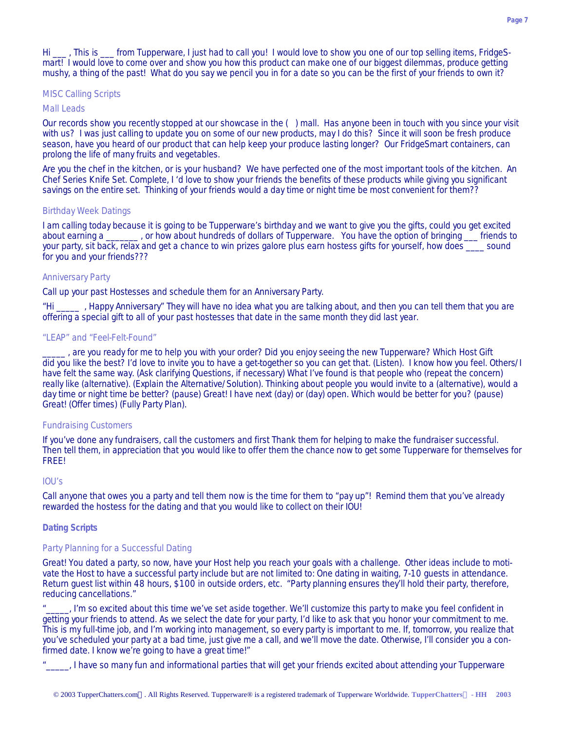Hi ___ , This is ___ from Tupperware, I just had to call you! I would love to show you one of our top selling items, FridgeSmart! I would love to come over and show you how this product can make one of our biggest dilemmas, produce getting mushy, a thing of the past! What do you say we pencil you in for a date so you can be the first of your friends to own it?

### MISC Calling Scripts

#### Mall Leads

Our records show you recently stopped at our showcase in the ( ) mall. Has anyone been in touch with you since your visit with us? I was just calling to update you on some of our new products, may I do this? Since it will soon be fresh produce season, have you heard of our product that can help keep your produce lasting longer? Our FridgeSmart containers, can prolong the life of many fruits and vegetables.

Are you the chef in the kitchen, or is your husband? We have perfected one of the most important tools of the kitchen. An Chef Series Knife Set. Complete, I 'd love to show your friends the benefits of these products while giving you significant savings on the entire set. Thinking of your friends would a day time or night time be most convenient for them??

#### Birthday Week Datings

I am calling today because it is going to be Tupperware's birthday and we want to give you the gifts, could you get excited about earning a _______ , or how about hundreds of dollars of Tupperware. You have the option of bringing ___ friends to your party, sit back, relax and get a chance to win prizes galore plus earn hostess gifts for yourself, how does ____ sound for you and your friends???

#### Anniversary Party

Call up your past Hostesses and schedule them for an Anniversary Party.

"Hi _____ , Happy Anniversary" They will have no idea what you are talking about, and then you can tell them that you are offering a special gift to all of your past hostesses that date in the same month they did last year.

#### "LEAP" and "Feel-Felt-Found"

_____ , are you ready for me to help you with your order? Did you enjoy seeing the new Tupperware? Which Host Gift did you like the best? I'd love to invite you to have a get-together so you can get that. (Listen). I know how you feel. Others/I have felt the same way. (Ask clarifying Questions, if necessary) What I've found is that people who (repeat the concern) really like (alternative). (Explain the Alternative/Solution). Thinking about people you would invite to a (alternative), would a day time or night time be better? (pause) Great! I have next (day) or (day) open. Which would be better for you? (pause) Great! (Offer times) (Fully Party Plan).

#### Fundraising Customers

If you've done any fundraisers, call the customers and first Thank them for helping to make the fundraiser successful. Then tell them, in appreciation that you would like to offer them the chance now to get some Tupperware for themselves for FREE!

#### IOU's

Call anyone that owes you a party and tell them now is the time for them to "pay up"! Remind them that you've already rewarded the hostess for the dating and that you would like to collect on their IOU!

### Dating Scripts

#### Party Planning for a Successful Dating

Great! You dated a party, so now, have your Host help you reach your goals with a challenge. Other ideas include to motivate the Host to have a successful party include but are not limited to: One dating in waiting, 7-10 guests in attendance. Return guest list within 48 hours, $100 in outside orders, etc. "Party planning ensures they'll hold their party, therefore, reducing cancellations."

"_____, I'm so excited about this time we've set aside together. We'll customize this party to make you feel confident in getting your friends to attend. As we select the date for your party, I'd like to ask that you honor your commitment to me. This is my full-time job, and I'm working into management, so every party is important to me. If, tomorrow, you realize that you've scheduled your party at a bad time, just give me a call, and we'll move the date. Otherwise, I'll consider you a confirmed date. I know we're going to have a great time!"

"_____, I have so many fun and informational parties that will get your friends excited about attending your Tupperware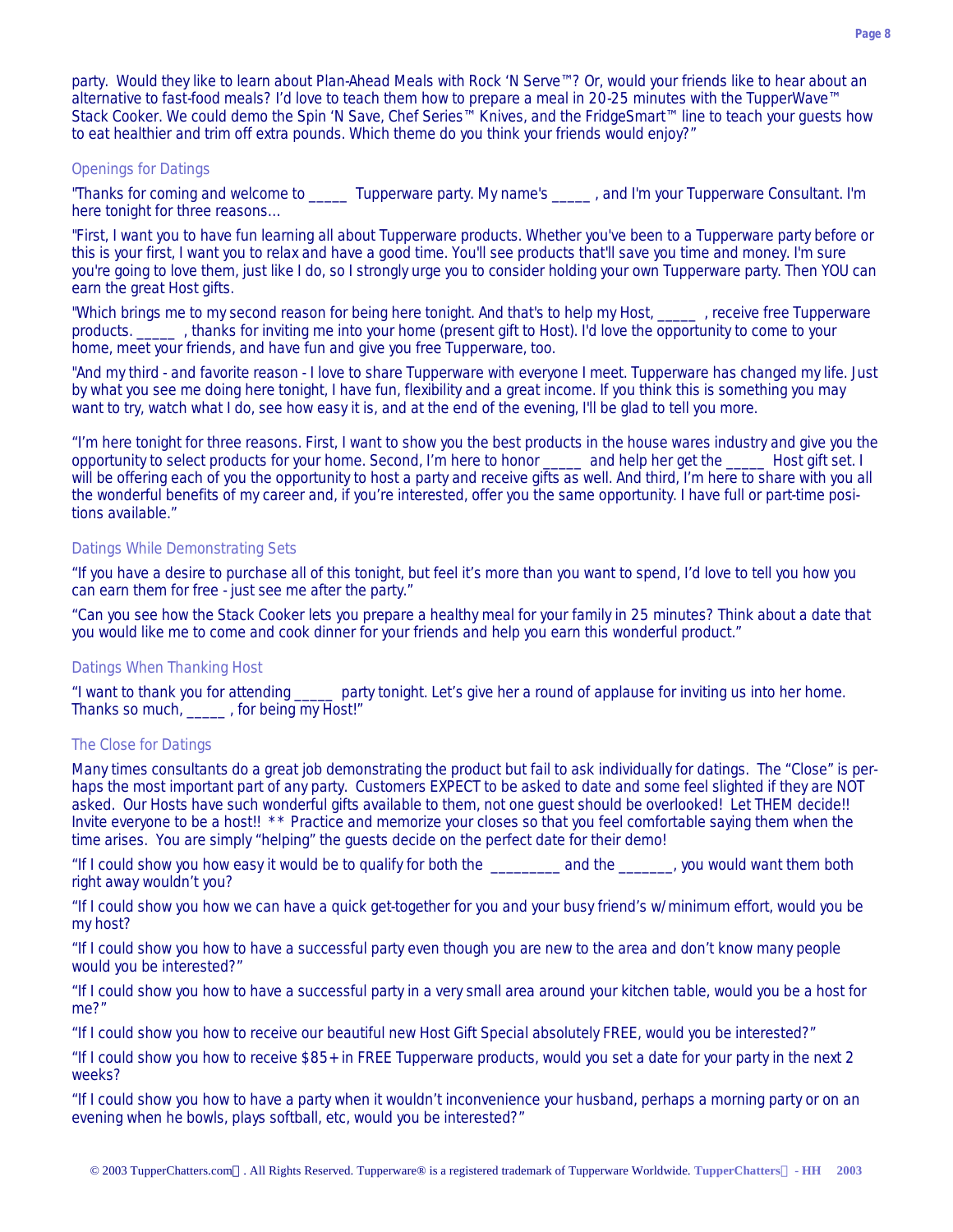party. Would they like to learn about Plan-Ahead Meals with Rock 'N Serve™? Or, would your friends like to hear about an alternative to fast-food meals? I'd love to teach them how to prepare a meal in 20-25 minutes with the TupperWave™ Stack Cooker. We could demo the Spin 'N Save, Chef Series™ Knives, and the FridgeSmart™ line to teach your guests how to eat healthier and trim off extra pounds. Which theme do you think your friends would enjoy?"

### Openings for Datings

"Thanks for coming and welcome to _____ Tupperware party. My name's _____ , and I'm your Tupperware Consultant. I'm here tonight for three reasons...

"First, I want you to have fun learning all about Tupperware products. Whether you've been to a Tupperware party before or this is your first, I want you to relax and have a good time. You'll see products that'll save you time and money. I'm sure you're going to love them, just like I do, so I strongly urge you to consider holding your own Tupperware party. Then YOU can earn the great Host gifts.

"Which brings me to my second reason for being here tonight. And that's to help my Host, _____ , receive free Tupperware products. _____ , thanks for inviting me into your home (present gift to Host). I'd love the opportunity to come to your home, meet your friends, and have fun and give you free Tupperware, too.

"And my third - and favorite reason - I love to share Tupperware with everyone I meet. Tupperware has changed my life. Just by what you see me doing here tonight, I have fun, flexibility and a great income. If you think this is something you may want to try, watch what I do, see how easy it is, and at the end of the evening, I'll be glad to tell you more.

"I'm here tonight for three reasons. First, I want to show you the best products in the house wares industry and give you the opportunity to select products for your home. Second, I'm here to honor _____ and help her get the _____ Host gift set. I will be offering each of you the opportunity to host a party and receive gifts as well. And third, I'm here to share with you all the wonderful benefits of my career and, if you're interested, offer you the same opportunity. I have full or part-time positions available."

### Datings While Demonstrating Sets

"If you have a desire to purchase all of this tonight, but feel it's more than you want to spend, I'd love to tell you how you can earn them for free - just see me after the party."

"Can you see how the Stack Cooker lets you prepare a healthy meal for your family in 25 minutes? Think about a date that you would like me to come and cook dinner for your friends and help you earn this wonderful product."

### Datings When Thanking Host

"I want to thank you for attending _____ party tonight. Let's give her a round of applause for inviting us into her home. Thanks so much, _____ , for being my Host!"

### The Close for Datings

Many times consultants do a great job demonstrating the product but fail to ask individually for datings. The "Close" is perhaps the most important part of any party. Customers EXPECT to be asked to date and some feel slighted if they are NOT asked. Our Hosts have such wonderful gifts available to them, not one guest should be overlooked! Let THEM decide!! Invite everyone to be a host!! ** Practice and memorize your closes so that you feel comfortable saying them when the time arises. You are simply "helping" the guests decide on the perfect date for their demo!

"If I could show you how easy it would be to qualify for both the _________ and the _______, you would want them both right away wouldn't you?

"If I could show you how we can have a quick get-together for you and your busy friend's w/minimum effort, would you be my host?

"If I could show you how to have a successful party even though you are new to the area and don't know many people would you be interested?"

"If I could show you how to have a successful party in a very small area around your kitchen table, would you be a host for me?"

"If I could show you how to receive our beautiful new Host Gift Special absolutely FREE, would you be interested?"

"If I could show you how to receive $85+ in FREE Tupperware products, would you set a date for your party in the next 2 weeks?

"If I could show you how to have a party when it wouldn't inconvenience your husband, perhaps a morning party or on an evening when he bowls, plays softball, etc, would you be interested?"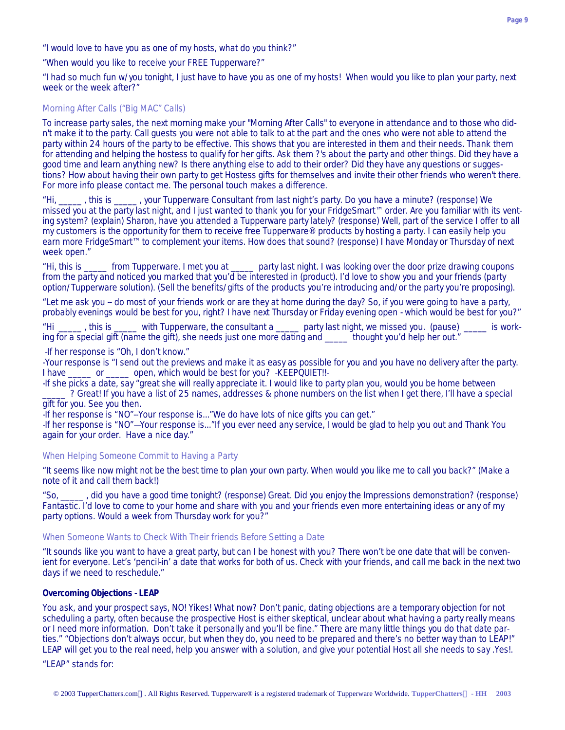"I would love to have you as one of my hosts, what do you think?"

"When would you like to receive your FREE Tupperware?"

"I had so much fun w/ you tonight, I just have to have you as one of my hosts! When would you like to plan your party, next week or the week after?"

### Morning After Calls ("Big MAC" Calls)

To increase party sales, the next morning make your "Morning After Calls" to everyone in attendance and to those who didn't make it to the party. Call guests you were not able to talk to at the part and the ones who were not able to attend the party within 24 hours of the party to be effective. This shows that you are interested in them and their needs. Thank them for attending and helping the hostess to qualify for her gifts. Ask them ?'s about the party and other things. Did they have a good time and learn anything new? Is there anything else to add to their order? Did they have any questions or suggestions? How about having their own party to get Hostess gifts for themselves and invite their other friends who weren't there. For more info please contact me. The personal touch makes a difference.

"Hi, _____ , this is _____ , your Tupperware Consultant from last night's party. Do you have a minute? (response) We missed you at the party last night, and I just wanted to thank you for your FridgeSmart™ order. Are you familiar with its venting system? (explain) Sharon, have you attended a Tupperware party lately? (response) Well, part of the service I offer to all my customers is the opportunity for them to receive free Tupperware® products by hosting a party. I can easily help you earn more FridgeSmart™ to complement your items. How does that sound? (response) I have Monday or Thursday of next week open."

"Hi, this is _____ from Tupperware. I met you at _____ party last night. I was looking over the door prize drawing coupons from the party and noticed you marked that you'd be interested in (product). I'd love to show you and your friends (party option/Tupperware solution). (Sell the benefits/gifts of the products you're introducing and/or the party you're proposing).

"Let me ask you -- do most of your friends work or are they at home during the day? So, if you were going to have a party, probably evenings would be best for you, right? I have next Thursday or Friday evening open - which would be best for you?"

"Hi _____ , this is _____ with Tupperware, the consultant a _____ party last night, we missed you. (pause) _____ is working for a special gift (name the gift), she needs just one more dating and _____ thought you'd help her out."

-If her response is "Oh, I don't know."
-Your response is "I send out the previews and make it as easy as possible for you and you have no delivery after the party. I have _____ or _____ open, which would be best for you? -KEEPQUIET!!-
-If she picks a date, say "great she will really appreciate it. I would like to party plan you, would you be home between _____ ? Great! If you have a list of 25 names, addresses & phone numbers on the list when I get there, I'll have a special gift for you. See you then.
-If her response is "NO"--Your response is..."We do have lots of nice gifts you can get."
-If her response is "NO"—Your response is..."If you ever need any service, I would be glad to help you out and Thank You again for your order. Have a nice day."

### When Helping Someone Commit to Having a Party

"It seems like now might not be the best time to plan your own party. When would you like me to call you back?" (Make a note of it and call them back!)

"So, _____ , did you have a good time tonight? (response) Great. Did you enjoy the Impressions demonstration? (response) Fantastic. I'd love to come to your home and share with you and your friends even more entertaining ideas or any of my party options. Would a week from Thursday work for you?"

### When Someone Wants to Check With Their friends Before Setting a Date

"It sounds like you want to have a great party, but can I be honest with you? There won't be one date that will be convenient for everyone. Let's 'pencil-in' a date that works for both of us. Check with your friends, and call me back in the next two days if we need to reschedule."

**Overcoming Objections - LEAP**

You ask, and your prospect says, NO! Yikes! What now? Don't panic, dating objections are a temporary objection for not scheduling a party, often because the prospective Host is either skeptical, unclear about what having a party really means or I need more information. Don't take it personally and you'll be fine." There are many little things you do that date parties." "Objections don't always occur, but when they do, you need to be prepared and there's no better way than to LEAP!" LEAP will get you to the real need, help you answer with a solution, and give your potential Host all she needs to say .Yes!.

"LEAP" stands for: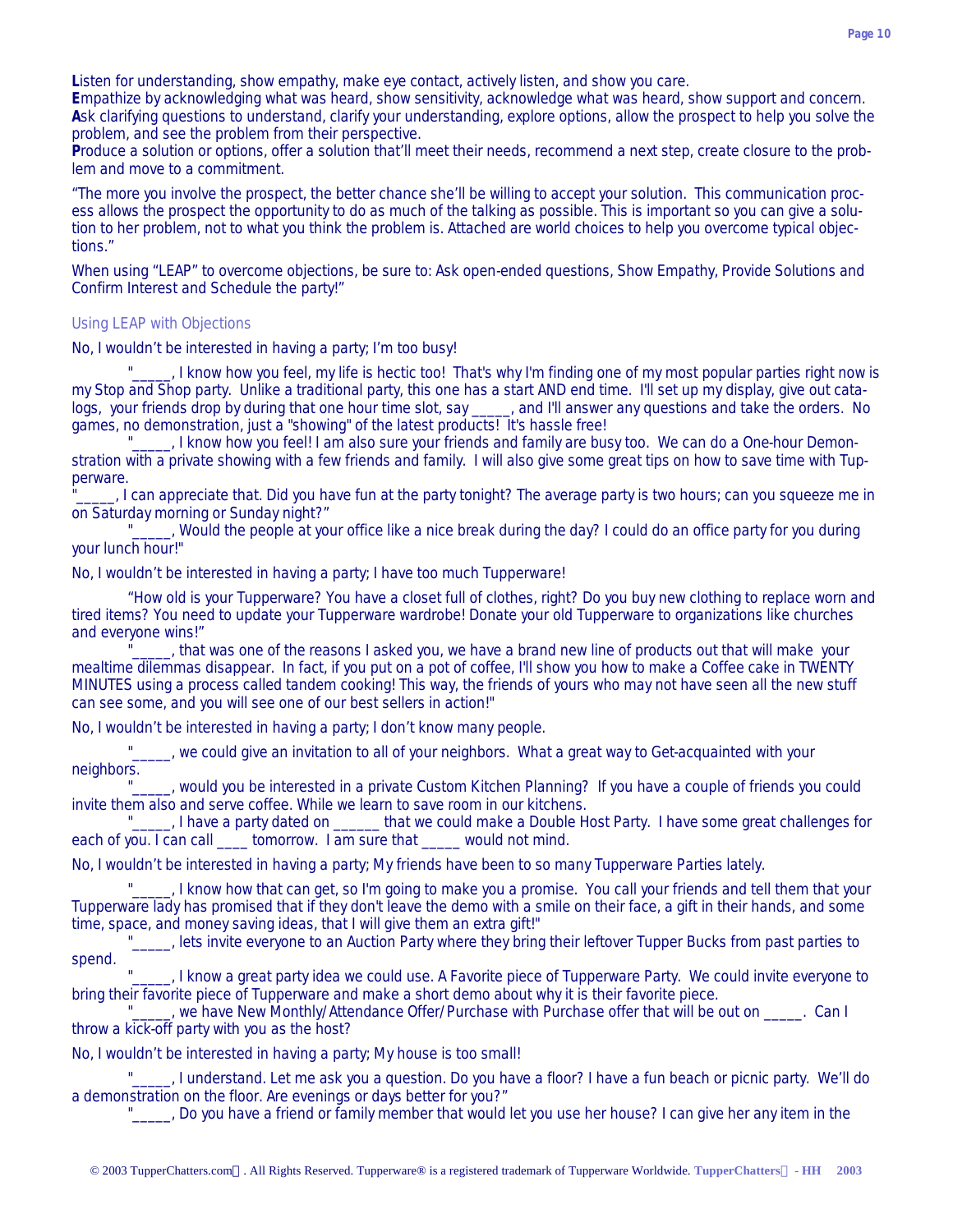**L**isten for understanding, show empathy, make eye contact, actively listen, and show you care.
**E**mpathize by acknowledging what was heard, show sensitivity, acknowledge what was heard, show support and concern.
**A**sk clarifying questions to understand, clarify your understanding, explore options, allow the prospect to help you solve the problem, and see the problem from their perspective.
**P**roduce a solution or options, offer a solution that'll meet their needs, recommend a next step, create closure to the problem and move to a commitment.

"The more you involve the prospect, the better chance she'll be willing to accept your solution. This communication process allows the prospect the opportunity to do as much of the talking as possible. This is important so you can give a solution to her problem, not to what you think the problem is. Attached are world choices to help you overcome typical objections."

When using "LEAP" to overcome objections, be sure to: Ask open-ended questions, Show Empathy, Provide Solutions and Confirm Interest and Schedule the party!"

### Using LEAP with Objections

No, I wouldn't be interested in having a party; I'm too busy!

"_____, I know how you feel, my life is hectic too! That's why I'm finding one of my most popular parties right now is my Stop and Shop party. Unlike a traditional party, this one has a start AND end time. I'll set up my display, give out catalogs, your friends drop by during that one hour time slot, say _____, and I'll answer any questions and take the orders. No games, no demonstration, just a "showing" of the latest products! It's hassle free!

"_____, I know how you feel! I am also sure your friends and family are busy too. We can do a One-hour Demonstration with a private showing with a few friends and family. I will also give some great tips on how to save time with Tupperware.

"_____, I can appreciate that. Did you have fun at the party tonight? The average party is two hours; can you squeeze me in on Saturday morning or Sunday night?"

"_____, Would the people at your office like a nice break during the day? I could do an office party for you during your lunch hour!"

No, I wouldn't be interested in having a party; I have too much Tupperware!

"How old is your Tupperware? You have a closet full of clothes, right? Do you buy new clothing to replace worn and tired items? You need to update your Tupperware wardrobe! Donate your old Tupperware to organizations like churches and everyone wins!"

"_____, that was one of the reasons I asked you, we have a brand new line of products out that will make your mealtime dilemmas disappear. In fact, if you put on a pot of coffee, I'll show you how to make a Coffee cake in TWENTY MINUTES using a process called tandem cooking! This way, the friends of yours who may not have seen all the new stuff can see some, and you will see one of our best sellers in action!"

No, I wouldn't be interested in having a party; I don't know many people.

"_____, we could give an invitation to all of your neighbors. What a great way to Get-acquainted with your neighbors.

"_____, would you be interested in a private Custom Kitchen Planning? If you have a couple of friends you could invite them also and serve coffee. While we learn to save room in our kitchens.

"_____, I have a party dated on ______ that we could make a Double Host Party. I have some great challenges for each of you. I can call ____ tomorrow. I am sure that _____ would not mind.

No, I wouldn't be interested in having a party; My friends have been to so many Tupperware Parties lately.

"_____, I know how that can get, so I'm going to make you a promise. You call your friends and tell them that your Tupperware lady has promised that if they don't leave the demo with a smile on their face, a gift in their hands, and some time, space, and money saving ideas, that I will give them an extra gift!"

"_____, lets invite everyone to an Auction Party where they bring their leftover Tupper Bucks from past parties to spend.

"_____, I know a great party idea we could use. A Favorite piece of Tupperware Party. We could invite everyone to bring their favorite piece of Tupperware and make a short demo about why it is their favorite piece.

"_____, we have New Monthly/Attendance Offer/Purchase with Purchase offer that will be out on _____. Can I throw a kick-off party with you as the host?

No, I wouldn't be interested in having a party; My house is too small!

"_____, I understand. Let me ask you a question. Do you have a floor? I have a fun beach or picnic party. We'll do a demonstration on the floor. Are evenings or days better for you?"

"_____, Do you have a friend or family member that would let you use her house? I can give her any item in the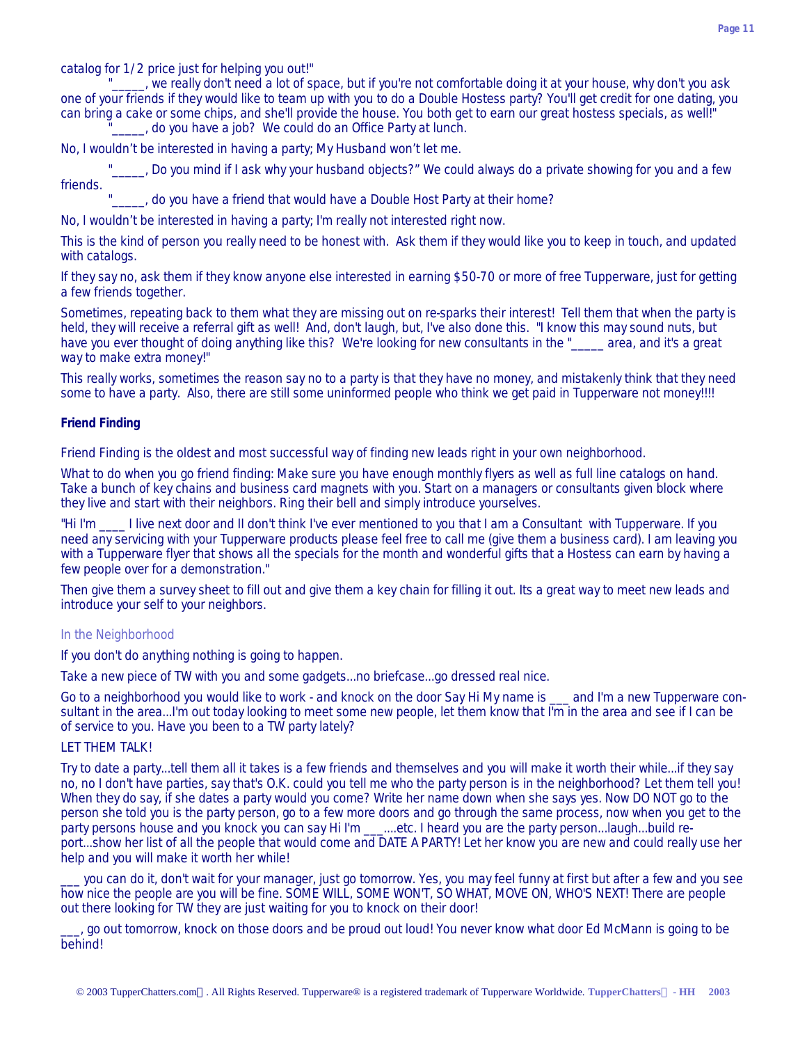catalog for 1/2 price just for helping you out!"

"_____, we really don't need a lot of space, but if you're not comfortable doing it at your house, why don't you ask one of your friends if they would like to team up with you to do a Double Hostess party? You'll get credit for one dating, you can bring a cake or some chips, and she'll provide the house. You both get to earn our great hostess specials, as well!"

"_____, do you have a job? We could do an Office Party at lunch.

No, I wouldn't be interested in having a party; My Husband won't let me.

"_____, Do you mind if I ask why your husband objects?" We could always do a private showing for you and a few friends.

"_____, do you have a friend that would have a Double Host Party at their home?

No, I wouldn't be interested in having a party; I'm really not interested right now.

This is the kind of person you really need to be honest with. Ask them if they would like you to keep in touch, and updated with catalogs.

If they say no, ask them if they know anyone else interested in earning $50-70 or more of free Tupperware, just for getting a few friends together.

Sometimes, repeating back to them what they are missing out on re-sparks their interest! Tell them that when the party is held, they will receive a referral gift as well! And, don't laugh, but, I've also done this. "I know this may sound nuts, but have you ever thought of doing anything like this? We're looking for new consultants in the "_____ area, and it's a great way to make extra money!"

This really works, sometimes the reason say no to a party is that they have no money, and mistakenly think that they need some to have a party. Also, there are still some uninformed people who think we get paid in Tupperware not money!!!!

**Friend Finding**

Friend Finding is the oldest and most successful way of finding new leads right in your own neighborhood.

What to do when you go friend finding: Make sure you have enough monthly flyers as well as full line catalogs on hand. Take a bunch of key chains and business card magnets with you. Start on a managers or consultants given block where they live and start with their neighbors. Ring their bell and simply introduce yourselves.

"Hi I'm ____ I live next door and II don't think I've ever mentioned to you that I am a Consultant with Tupperware. If you need any servicing with your Tupperware products please feel free to call me (give them a business card). I am leaving you with a Tupperware flyer that shows all the specials for the month and wonderful gifts that a Hostess can earn by having a few people over for a demonstration."

Then give them a survey sheet to fill out and give them a key chain for filling it out. Its a great way to meet new leads and introduce your self to your neighbors.

### In the Neighborhood

If you don't do anything nothing is going to happen.

Take a new piece of TW with you and some gadgets...no briefcase...go dressed real nice.

Go to a neighborhood you would like to work - and knock on the door Say Hi My name is ___ and I'm a new Tupperware consultant in the area...I'm out today looking to meet some new people, let them know that I'm in the area and see if I can be of service to you. Have you been to a TW party lately?

LET THEM TALK!

Try to date a party...tell them all it takes is a few friends and themselves and you will make it worth their while...if they say no, no I don't have parties, say that's O.K. could you tell me who the party person is in the neighborhood? Let them tell you! When they do say, if she dates a party would you come? Write her name down when she says yes. Now DO NOT go to the person she told you is the party person, go to a few more doors and go through the same process, now when you get to the party persons house and you knock you can say Hi I'm ___....etc. I heard you are the party person...laugh...build report...show her list of all the people that would come and DATE A PARTY! Let her know you are new and could really use her help and you will make it worth her while!

___ you can do it, don't wait for your manager, just go tomorrow. Yes, you may feel funny at first but after a few and you see how nice the people are you will be fine. SOME WILL, SOME WON'T, SO WHAT, MOVE ON, WHO'S NEXT! There are people out there looking for TW they are just waiting for you to knock on their door!

___, go out tomorrow, knock on those doors and be proud out loud! You never know what door Ed McMann is going to be behind!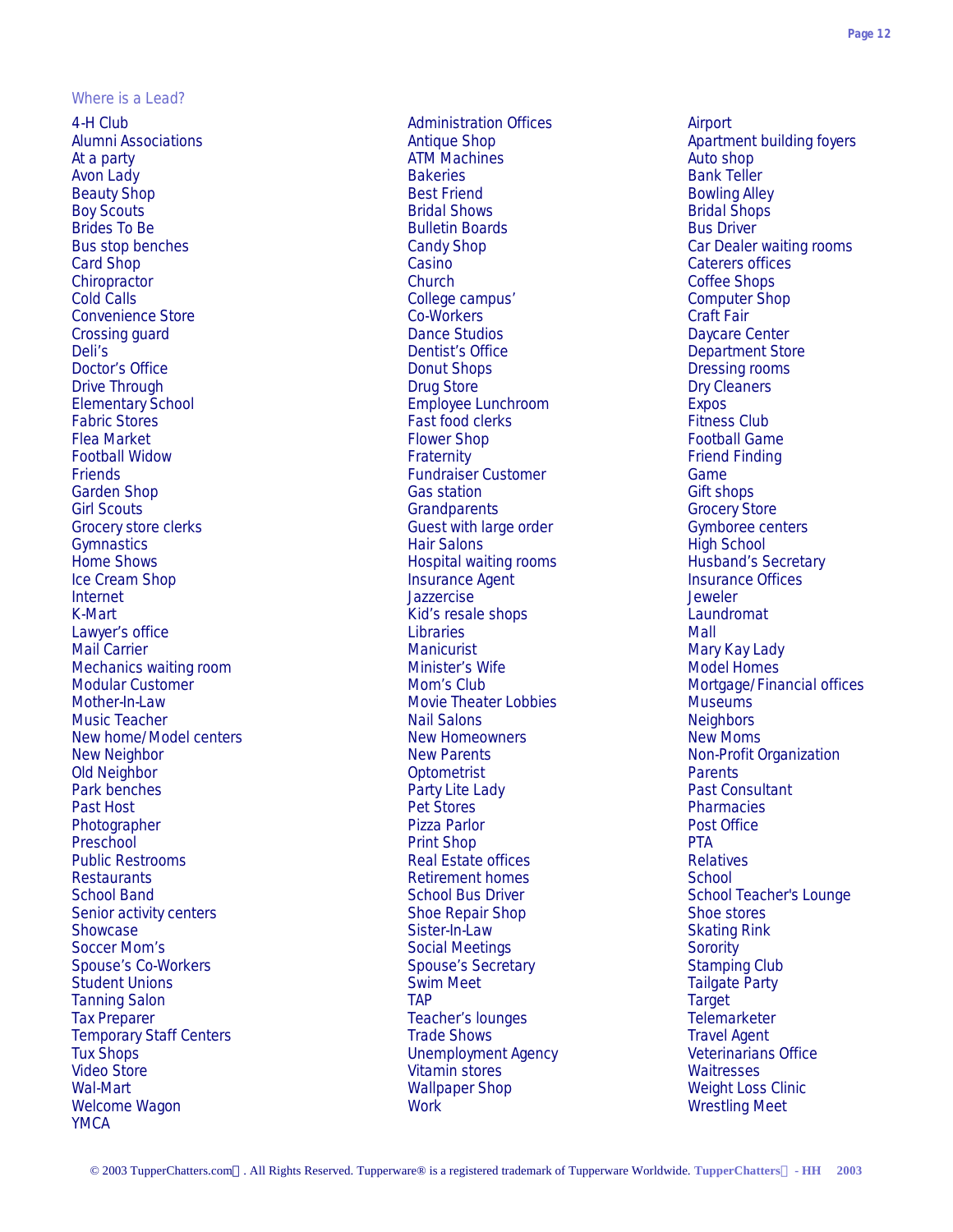## Where is a Lead?

- 4-H Club
- Alumni Associations
- At a party
- Avon Lady
- Beauty Shop
- Boy Scouts
- Brides To Be
- Bus stop benches
- Card Shop
- Chiropractor
- Cold Calls
- Convenience Store
- Crossing guard
- Deli's
- Doctor's Office
- Drive Through
- Elementary School
- Fabric Stores
- Flea Market
- Football Widow
- Friends
- Garden Shop
- Girl Scouts
- Grocery store clerks
- Gymnastics
- Home Shows
- Ice Cream Shop
- Internet
- K-Mart
- Lawyer's office
- Mail Carrier
- Mechanics waiting room
- Modular Customer
- Mother-In-Law
- Music Teacher
- New home/Model centers
- New Neighbor
- Old Neighbor
- Park benches
- Past Host
- Photographer
- Preschool
- Public Restrooms
- Restaurants
- School Band
- Senior activity centers
- Showcase
- Soccer Mom's
- Spouse's Co-Workers
- Student Unions
- Tanning Salon
- Tax Preparer
- Temporary Staff Centers
- Tux Shops
- Video Store
- Wal-Mart
- Welcome Wagon
- YMCA
- Administration Offices
- Antique Shop
- ATM Machines
- Bakeries
- Best Friend
- Bridal Shows
- Bulletin Boards
- Candy Shop
- Casino
- Church
- College campus'
- Co-Workers
- Dance Studios
- Dentist's Office
- Donut Shops
- Drug Store
- Employee Lunchroom
- Fast food clerks
- Flower Shop
- Fraternity
- Fundraiser Customer
- Gas station
- Grandparents
- Guest with large order
- Hair Salons
- Hospital waiting rooms
- Insurance Agent
- Jazzercise
- Kid's resale shops
- Libraries
- Manicurist
- Minister's Wife
- Mom's Club
- Movie Theater Lobbies
- Nail Salons
- New Homeowners
- New Parents
- Optometrist
- Party Lite Lady
- Pet Stores
- Pizza Parlor
- Print Shop
- Real Estate offices
- Retirement homes
- School Bus Driver
- Shoe Repair Shop
- Sister-In-Law
- Social Meetings
- Spouse's Secretary
- Swim Meet
- TAP
- Teacher's lounges
- Trade Shows
- Unemployment Agency
- Vitamin stores
- Wallpaper Shop
- Work
- Airport
- Apartment building foyers
- Auto shop
- Bank Teller
- Bowling Alley
- Bridal Shops
- Bus Driver
- Car Dealer waiting rooms
- Caterers offices
- Coffee Shops
- Computer Shop
- Craft Fair
- Daycare Center
- Department Store
- Dressing rooms
- Dry Cleaners
- Expos
- Fitness Club
- Football Game
- Friend Finding
- Game
- Gift shops
- Grocery Store
- Gymboree centers
- High School
- Husband's Secretary
- Insurance Offices
- Jeweler
- Laundromat
- Mall
- Mary Kay Lady
- Model Homes
- Mortgage/Financial offices
- Museums
- Neighbors
- New Moms
- Non-Profit Organization
- Parents
- Past Consultant
- Pharmacies
- Post Office
- PTA
- Relatives
- School
- School Teacher's Lounge
- Shoe stores
- Skating Rink
- Sorority
- Stamping Club
- Tailgate Party
- Target
- Telemarketer
- Travel Agent
- Veterinarians Office
- Waitresses
- Weight Loss Clinic
- Wrestling Meet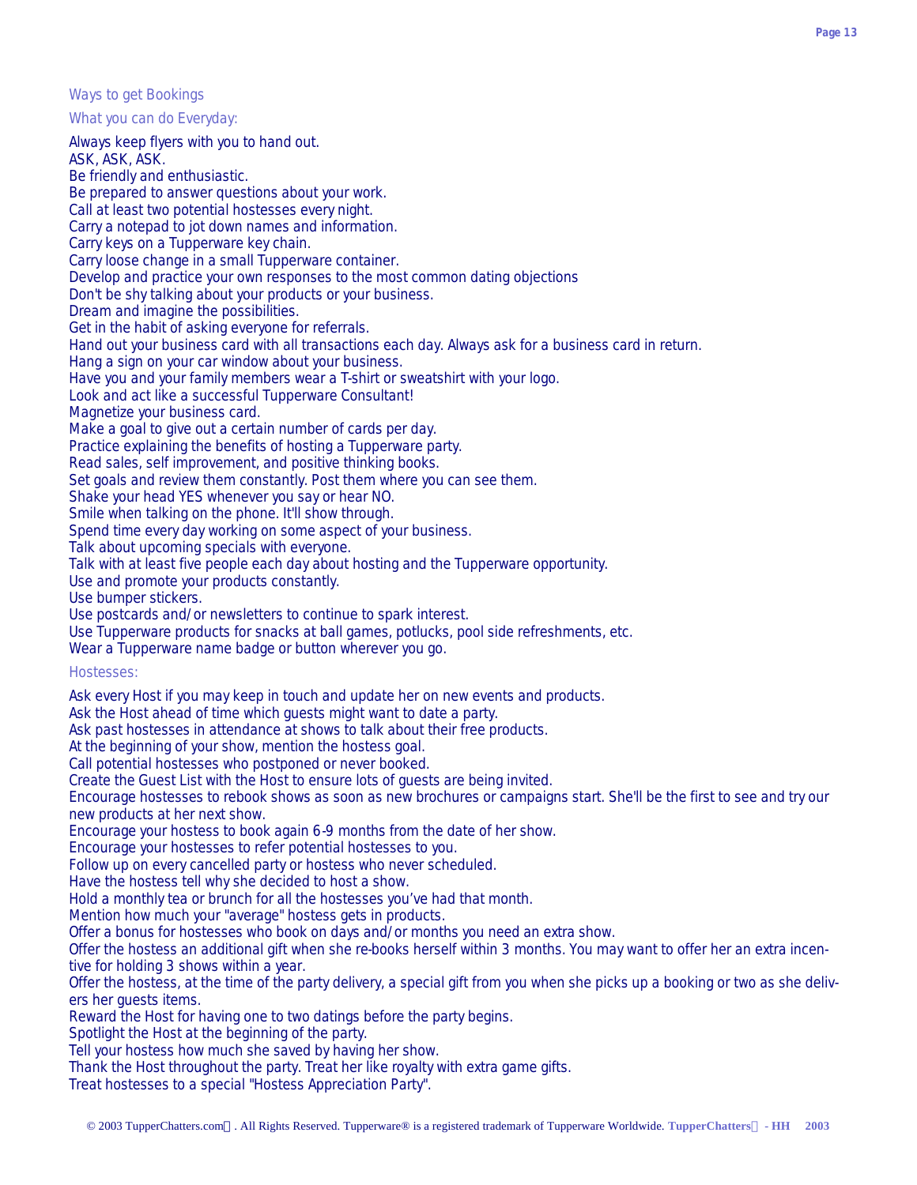## Ways to get Bookings

### What you can do Everyday:

Always keep flyers with you to hand out.
ASK, ASK, ASK.
Be friendly and enthusiastic.
Be prepared to answer questions about your work.
Call at least two potential hostesses every night.
Carry a notepad to jot down names and information.
Carry keys on a Tupperware key chain.
Carry loose change in a small Tupperware container.
Develop and practice your own responses to the most common dating objections
Don't be shy talking about your products or your business.
Dream and imagine the possibilities.
Get in the habit of asking everyone for referrals.
Hand out your business card with all transactions each day. Always ask for a business card in return.
Hang a sign on your car window about your business.
Have you and your family members wear a T-shirt or sweatshirt with your logo.
Look and act like a successful Tupperware Consultant!
Magnetize your business card.
Make a goal to give out a certain number of cards per day.
Practice explaining the benefits of hosting a Tupperware party.
Read sales, self improvement, and positive thinking books.
Set goals and review them constantly. Post them where you can see them.
Shake your head YES whenever you say or hear NO.
Smile when talking on the phone. It'll show through.
Spend time every day working on some aspect of your business.
Talk about upcoming specials with everyone.
Talk with at least five people each day about hosting and the Tupperware opportunity.
Use and promote your products constantly.
Use bumper stickers.
Use postcards and/or newsletters to continue to spark interest.
Use Tupperware products for snacks at ball games, potlucks, pool side refreshments, etc.
Wear a Tupperware name badge or button wherever you go.

### Hostesses:

Ask every Host if you may keep in touch and update her on new events and products.
Ask the Host ahead of time which guests might want to date a party.
Ask past hostesses in attendance at shows to talk about their free products.
At the beginning of your show, mention the hostess goal.
Call potential hostesses who postponed or never booked.
Create the Guest List with the Host to ensure lots of guests are being invited.
Encourage hostesses to rebook shows as soon as new brochures or campaigns start. She'll be the first to see and try our new products at her next show.
Encourage your hostess to book again 6-9 months from the date of her show.
Encourage your hostesses to refer potential hostesses to you.
Follow up on every cancelled party or hostess who never scheduled.
Have the hostess tell why she decided to host a show.
Hold a monthly tea or brunch for all the hostesses you've had that month.
Mention how much your "average" hostess gets in products.
Offer a bonus for hostesses who book on days and/or months you need an extra show.
Offer the hostess an additional gift when she re-books herself within 3 months. You may want to offer her an extra incentive for holding 3 shows within a year.
Offer the hostess, at the time of the party delivery, a special gift from you when she picks up a booking or two as she delivers her guests items.
Reward the Host for having one to two datings before the party begins.
Spotlight the Host at the beginning of the party.
Tell your hostess how much she saved by having her show.
Thank the Host throughout the party. Treat her like royalty with extra game gifts.
Treat hostesses to a special "Hostess Appreciation Party".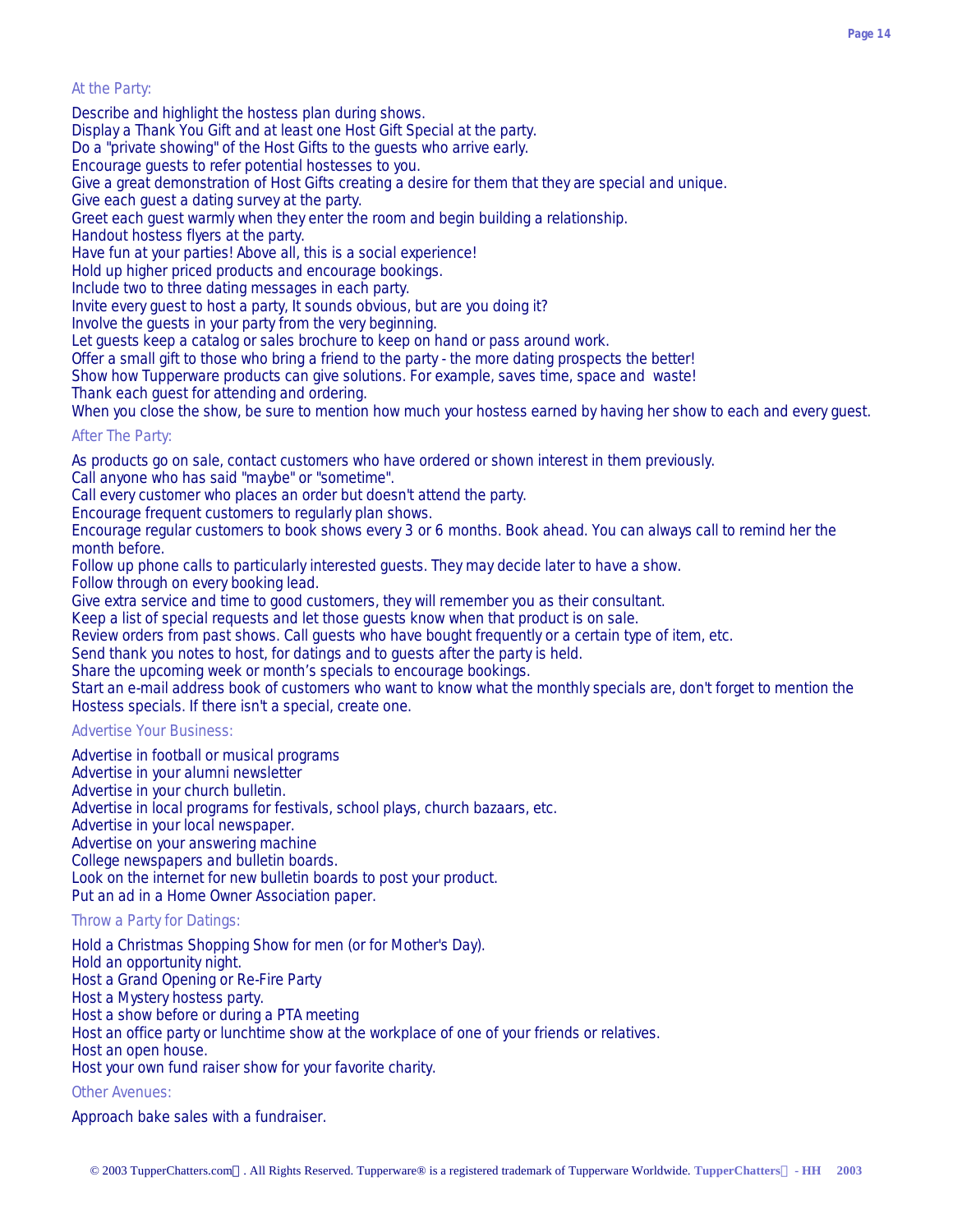### At the Party:

Describe and highlight the hostess plan during shows.
Display a Thank You Gift and at least one Host Gift Special at the party.
Do a "private showing" of the Host Gifts to the guests who arrive early.
Encourage guests to refer potential hostesses to you.
Give a great demonstration of Host Gifts creating a desire for them that they are special and unique.
Give each guest a dating survey at the party.
Greet each guest warmly when they enter the room and begin building a relationship.
Handout hostess flyers at the party.
Have fun at your parties! Above all, this is a social experience!
Hold up higher priced products and encourage bookings.
Include two to three dating messages in each party.
Invite every guest to host a party, It sounds obvious, but are you doing it?
Involve the guests in your party from the very beginning.
Let guests keep a catalog or sales brochure to keep on hand or pass around work.
Offer a small gift to those who bring a friend to the party - the more dating prospects the better!
Show how Tupperware products can give solutions. For example, saves time, space and waste!
Thank each guest for attending and ordering.
When you close the show, be sure to mention how much your hostess earned by having her show to each and every guest.

### After The Party:

As products go on sale, contact customers who have ordered or shown interest in them previously.
Call anyone who has said "maybe" or "sometime".
Call every customer who places an order but doesn't attend the party.
Encourage frequent customers to regularly plan shows.
Encourage regular customers to book shows every 3 or 6 months. Book ahead. You can always call to remind her the month before.
Follow up phone calls to particularly interested guests. They may decide later to have a show.
Follow through on every booking lead.
Give extra service and time to good customers, they will remember you as their consultant.
Keep a list of special requests and let those guests know when that product is on sale.
Review orders from past shows. Call guests who have bought frequently or a certain type of item, etc.
Send thank you notes to host, for datings and to guests after the party is held.
Share the upcoming week or month's specials to encourage bookings.
Start an e-mail address book of customers who want to know what the monthly specials are, don't forget to mention the Hostess specials. If there isn't a special, create one.

### Advertise Your Business:

Advertise in football or musical programs
Advertise in your alumni newsletter
Advertise in your church bulletin.
Advertise in local programs for festivals, school plays, church bazaars, etc.
Advertise in your local newspaper.
Advertise on your answering machine
College newspapers and bulletin boards.
Look on the internet for new bulletin boards to post your product.
Put an ad in a Home Owner Association paper.

### Throw a Party for Datings:

Hold a Christmas Shopping Show for men (or for Mother's Day).
Hold an opportunity night.
Host a Grand Opening or Re-Fire Party
Host a Mystery hostess party.
Host a show before or during a PTA meeting
Host an office party or lunchtime show at the workplace of one of your friends or relatives.
Host an open house.
Host your own fund raiser show for your favorite charity.

### Other Avenues:

Approach bake sales with a fundraiser.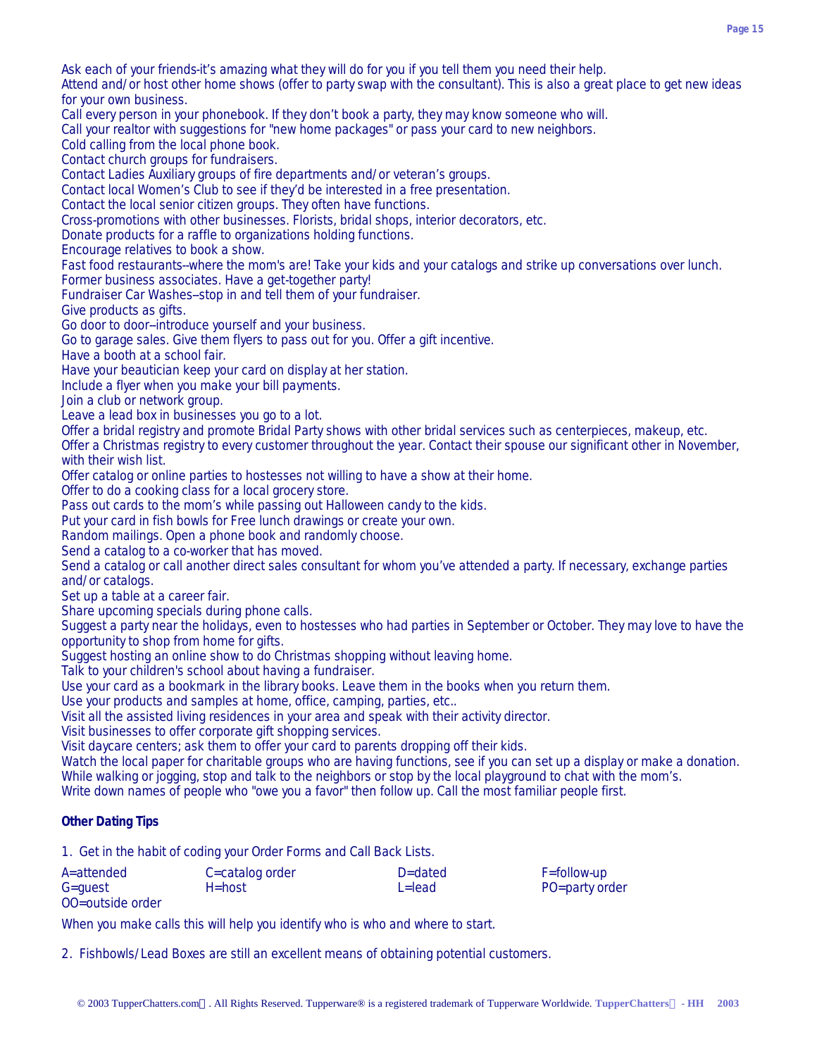Ask each of your friends-it's amazing what they will do for you if you tell them you need their help.
Attend and/or host other home shows (offer to party swap with the consultant). This is also a great place to get new ideas for your own business.
Call every person in your phonebook. If they don't book a party, they may know someone who will.
Call your realtor with suggestions for "new home packages" or pass your card to new neighbors.
Cold calling from the local phone book.
Contact church groups for fundraisers.
Contact Ladies Auxiliary groups of fire departments and/or veteran's groups.
Contact local Women's Club to see if they'd be interested in a free presentation.
Contact the local senior citizen groups. They often have functions.
Cross-promotions with other businesses. Florists, bridal shops, interior decorators, etc.
Donate products for a raffle to organizations holding functions.
Encourage relatives to book a show.
Fast food restaurants--where the mom's are! Take your kids and your catalogs and strike up conversations over lunch.
Former business associates. Have a get-together party!
Fundraiser Car Washes--stop in and tell them of your fundraiser.
Give products as gifts.
Go door to door--introduce yourself and your business.
Go to garage sales. Give them flyers to pass out for you. Offer a gift incentive.
Have a booth at a school fair.
Have your beautician keep your card on display at her station.
Include a flyer when you make your bill payments.
Join a club or network group.
Leave a lead box in businesses you go to a lot.
Offer a bridal registry and promote Bridal Party shows with other bridal services such as centerpieces, makeup, etc.
Offer a Christmas registry to every customer throughout the year. Contact their spouse our significant other in November, with their wish list.
Offer catalog or online parties to hostesses not willing to have a show at their home.
Offer to do a cooking class for a local grocery store.
Pass out cards to the mom's while passing out Halloween candy to the kids.
Put your card in fish bowls for Free lunch drawings or create your own.
Random mailings. Open a phone book and randomly choose.
Send a catalog to a co-worker that has moved.
Send a catalog or call another direct sales consultant for whom you've attended a party. If necessary, exchange parties and/or catalogs.
Set up a table at a career fair.
Share upcoming specials during phone calls.
Suggest a party near the holidays, even to hostesses who had parties in September or October. They may love to have the opportunity to shop from home for gifts.
Suggest hosting an online show to do Christmas shopping without leaving home.
Talk to your children's school about having a fundraiser.
Use your card as a bookmark in the library books. Leave them in the books when you return them.
Use your products and samples at home, office, camping, parties, etc..
Visit all the assisted living residences in your area and speak with their activity director.
Visit businesses to offer corporate gift shopping services.
Visit daycare centers; ask them to offer your card to parents dropping off their kids.
Watch the local paper for charitable groups who are having functions, see if you can set up a display or make a donation.
While walking or jogging, stop and talk to the neighbors or stop by the local playground to chat with the mom's.
Write down names of people who "owe you a favor" then follow up. Call the most familiar people first.

**Other Dating Tips**

1. Get in the habit of coding your Order Forms and Call Back Lists.

| | | | |
|---|---|---|---|
| A=attended | C=catalog order | D=dated | F=follow-up |
| G=guest | H=host | L=lead | PO=party order |
| OO=outside order | | | |

When you make calls this will help you identify who is who and where to start.

2. Fishbowls/Lead Boxes are still an excellent means of obtaining potential customers.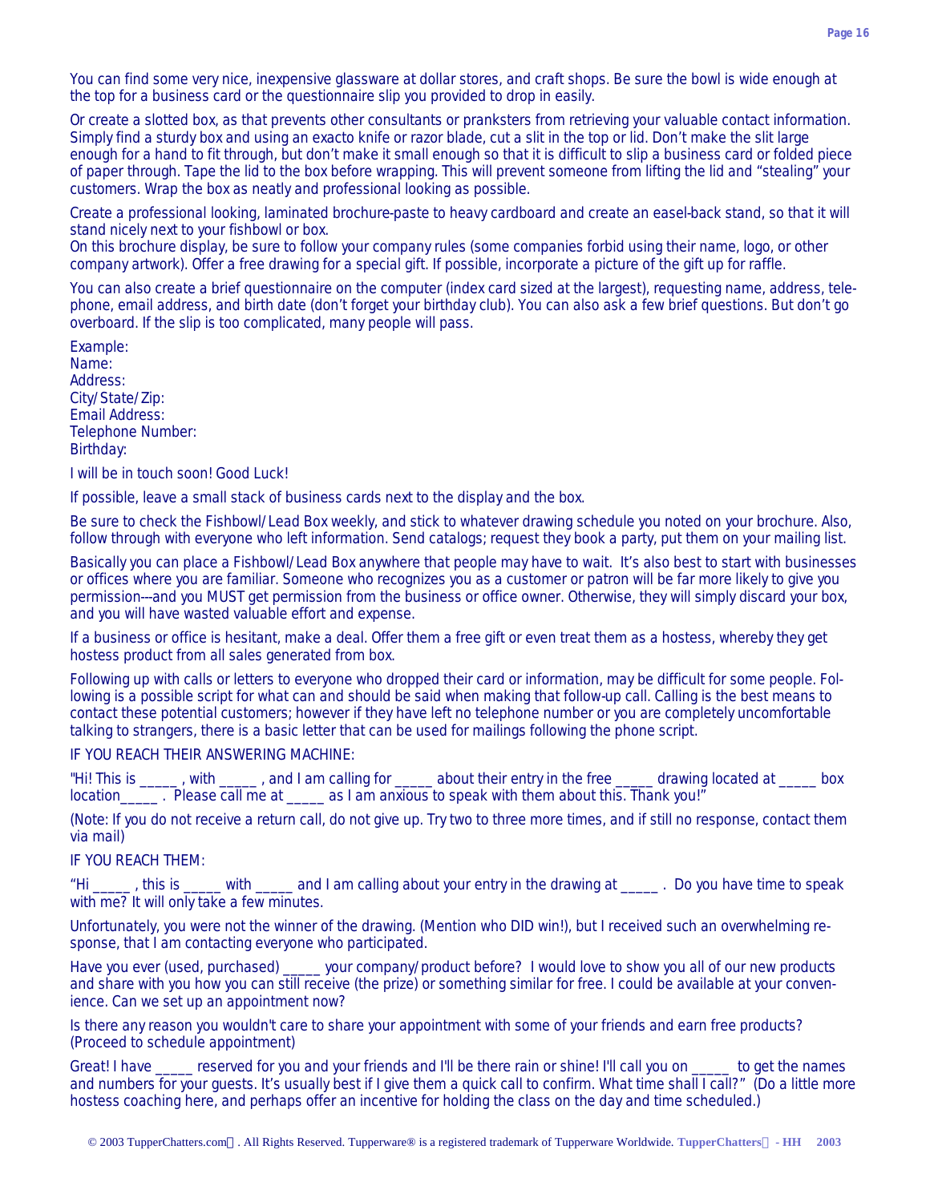You can find some very nice, inexpensive glassware at dollar stores, and craft shops. Be sure the bowl is wide enough at the top for a business card or the questionnaire slip you provided to drop in easily.

Or create a slotted box, as that prevents other consultants or pranksters from retrieving your valuable contact information. Simply find a sturdy box and using an exacto knife or razor blade, cut a slit in the top or lid. Don't make the slit large enough for a hand to fit through, but don't make it small enough so that it is difficult to slip a business card or folded piece of paper through. Tape the lid to the box before wrapping. This will prevent someone from lifting the lid and "stealing" your customers. Wrap the box as neatly and professional looking as possible.

Create a professional looking, laminated brochure-paste to heavy cardboard and create an easel-back stand, so that it will stand nicely next to your fishbowl or box.
On this brochure display, be sure to follow your company rules (some companies forbid using their name, logo, or other company artwork). Offer a free drawing for a special gift. If possible, incorporate a picture of the gift up for raffle.

You can also create a brief questionnaire on the computer (index card sized at the largest), requesting name, address, telephone, email address, and birth date (don't forget your birthday club). You can also ask a few brief questions. But don't go overboard. If the slip is too complicated, many people will pass.

Example:
Name:
Address:
City/State/Zip:
Email Address:
Telephone Number:
Birthday:

I will be in touch soon! Good Luck!

If possible, leave a small stack of business cards next to the display and the box.

Be sure to check the Fishbowl/Lead Box weekly, and stick to whatever drawing schedule you noted on your brochure. Also, follow through with everyone who left information. Send catalogs; request they book a party, put them on your mailing list.

Basically you can place a Fishbowl/Lead Box anywhere that people may have to wait. It's also best to start with businesses or offices where you are familiar. Someone who recognizes you as a customer or patron will be far more likely to give you permission---and you MUST get permission from the business or office owner. Otherwise, they will simply discard your box, and you will have wasted valuable effort and expense.

If a business or office is hesitant, make a deal. Offer them a free gift or even treat them as a hostess, whereby they get hostess product from all sales generated from box.

Following up with calls or letters to everyone who dropped their card or information, may be difficult for some people. Following is a possible script for what can and should be said when making that follow-up call. Calling is the best means to contact these potential customers; however if they have left no telephone number or you are completely uncomfortable talking to strangers, there is a basic letter that can be used for mailings following the phone script.

IF YOU REACH THEIR ANSWERING MACHINE:

"Hi! This is _____ , with _____ , and I am calling for _____ about their entry in the free _____ drawing located at _____ box location_____ . Please call me at _____ as I am anxious to speak with them about this. Thank you!"

(Note: If you do not receive a return call, do not give up. Try two to three more times, and if still no response, contact them via mail)

IF YOU REACH THEM:

"Hi _____ , this is _____ with _____ and I am calling about your entry in the drawing at _____ . Do you have time to speak with me? It will only take a few minutes.

Unfortunately, you were not the winner of the drawing. (Mention who DID win!), but I received such an overwhelming response, that I am contacting everyone who participated.

Have you ever (used, purchased) _____ your company/product before? I would love to show you all of our new products and share with you how you can still receive (the prize) or something similar for free. I could be available at your convenience. Can we set up an appointment now?

Is there any reason you wouldn't care to share your appointment with some of your friends and earn free products? (Proceed to schedule appointment)

Great! I have _____ reserved for you and your friends and I'll be there rain or shine! I'll call you on _____ to get the names and numbers for your guests. It's usually best if I give them a quick call to confirm. What time shall I call?" (Do a little more hostess coaching here, and perhaps offer an incentive for holding the class on the day and time scheduled.)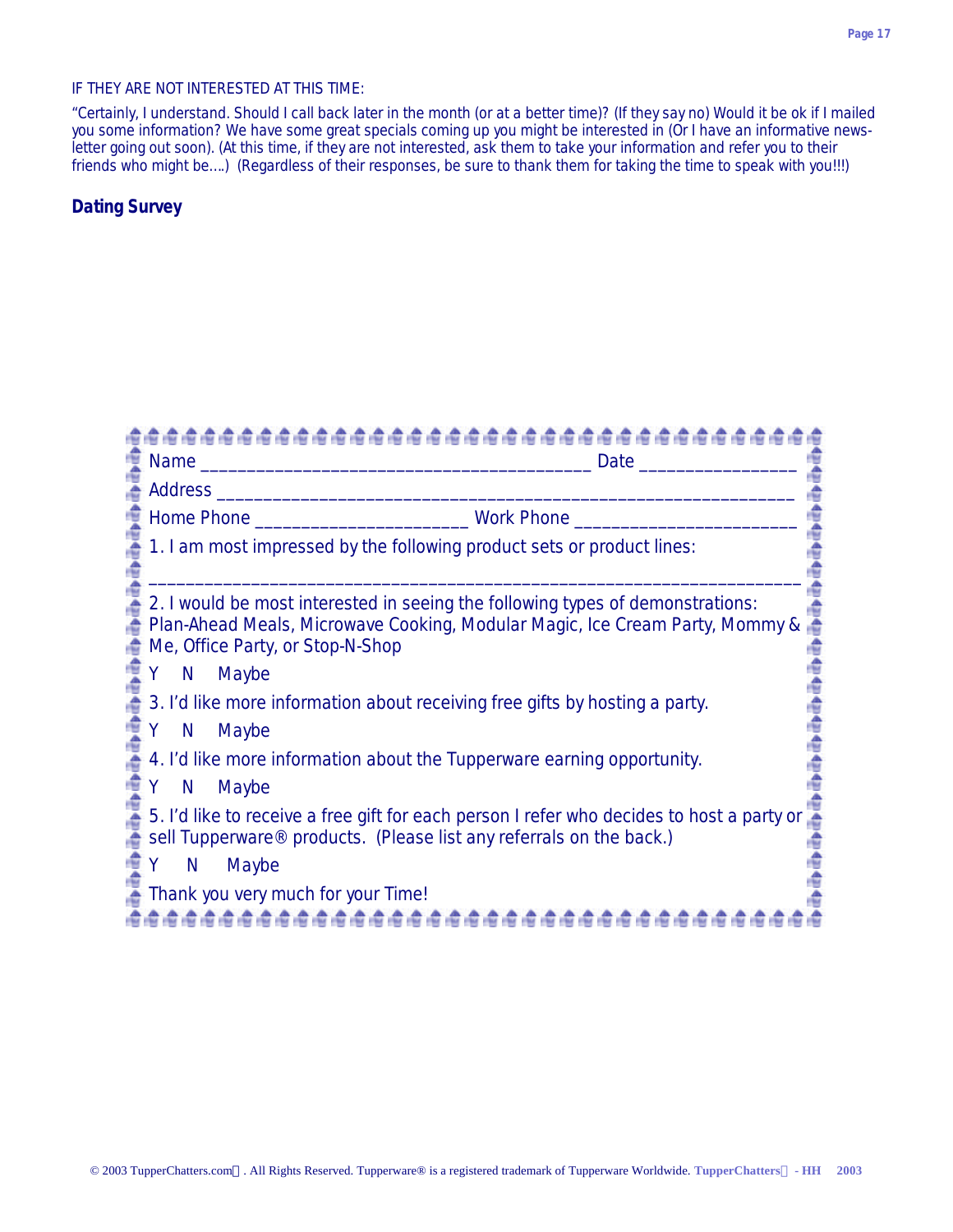IF THEY ARE NOT INTERESTED AT THIS TIME:

"Certainly, I understand. Should I call back later in the month (or at a better time)? (If they say no) Would it be ok if I mailed you some information? We have some great specials coming up you might be interested in (Or I have an informative newsletter going out soon). (At this time, if they are not interested, ask them to take your information and refer you to their friends who might be….) (Regardless of their responses, be sure to thank them for taking the time to speak with you!!!)

**Dating Survey**

Name ________________________________________ Date ________________

Address ____________________________________________________________

Home Phone ______________________ Work Phone _______________________

1. I am most impressed by the following product sets or product lines:

____________________________________________________________________

2. I would be most interested in seeing the following types of demonstrations: Plan-Ahead Meals, Microwave Cooking, Modular Magic, Ice Cream Party, Mommy & Me, Office Party, or Stop-N-Shop

Y N Maybe

3. I'd like more information about receiving free gifts by hosting a party.

Y N Maybe

4. I'd like more information about the Tupperware earning opportunity.

Y N Maybe

5. I'd like to receive a free gift for each person I refer who decides to host a party or sell Tupperware® products. (Please list any referrals on the back.)

Y N Maybe

Thank you very much for your Time!

© 2003 TupperChatters.com. All Rights Reserved. Tupperware® is a registered trademark of Tupperware Worldwide. TupperChatters - HH 2003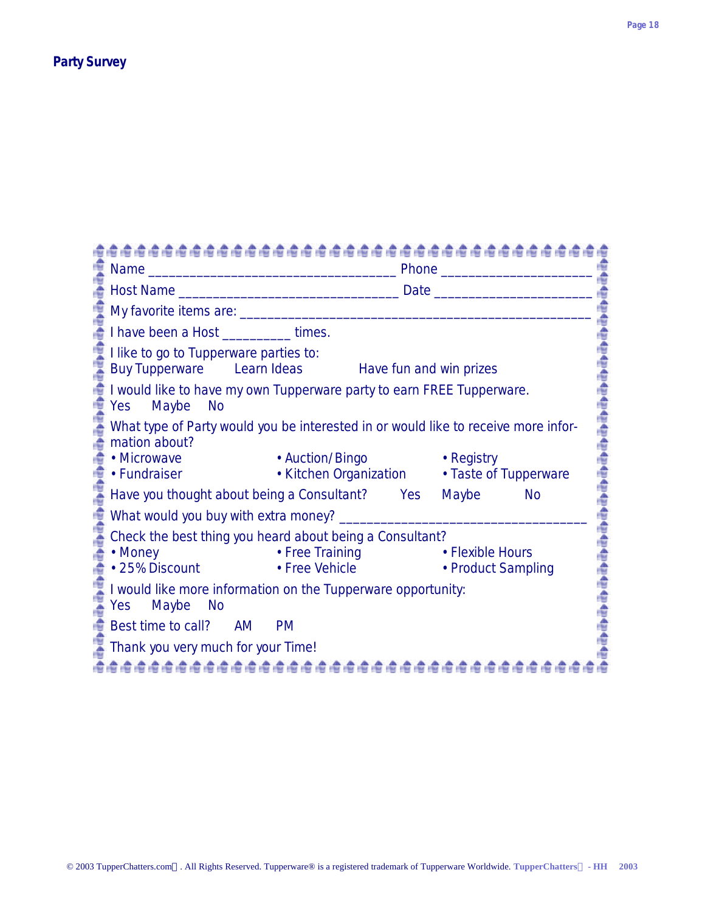## Party Survey

Name ___________________________________ Phone ____________________

Host Name _______________________________ Date _____________________

My favorite items are: ___________________________________________________

I have been a Host _________ times.

I like to go to Tupperware parties to:
Buy Tupperware   Learn Ideas   Have fun and win prizes

I would like to have my own Tupperware party to earn FREE Tupperware.
Yes   Maybe   No

What type of Party would you be interested in or would like to receive more information about?

- Microwave
- Auction/Bingo
- Registry
- Fundraiser
- Kitchen Organization
- Taste of Tupperware

Have you thought about being a Consultant?   Yes   Maybe   No

What would you buy with extra money? ___________________________________

Check the best thing you heard about being a Consultant?

- Money
- Free Training
- Flexible Hours
- 25% Discount
- Free Vehicle
- Product Sampling

I would like more information on the Tupperware opportunity:
Yes   Maybe   No

Best time to call?   AM   PM

Thank you very much for your Time!

© 2003 TupperChatters.com. All Rights Reserved. Tupperware® is a registered trademark of Tupperware Worldwide. TupperChatters - HH 2003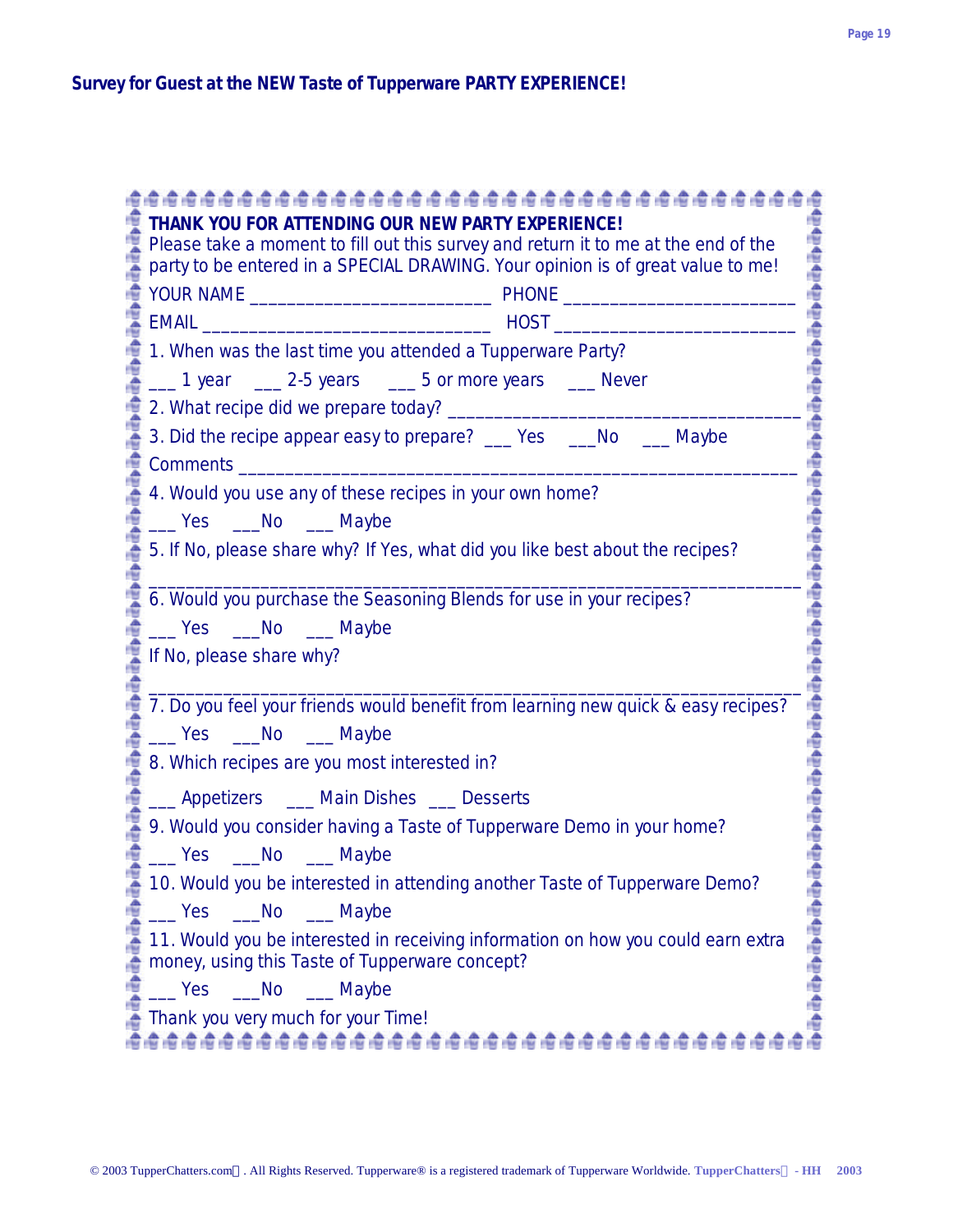## Survey for Guest at the NEW Taste of Tupperware PARTY EXPERIENCE!

**THANK YOU FOR ATTENDING OUR NEW PARTY EXPERIENCE!**
Please take a moment to fill out this survey and return it to me at the end of the party to be entered in a SPECIAL DRAWING. Your opinion is of great value to me!

YOUR NAME __________________________ PHONE _______________________

EMAIL _______________________________ HOST _________________________

1. When was the last time you attended a Tupperware Party?

___ 1 year ___ 2-5 years ___ 5 or more years ___ Never

2. What recipe did we prepare today? _____________________________________

3. Did the recipe appear easy to prepare? ___ Yes ___No ___ Maybe

Comments ______________________________________________________________

4. Would you use any of these recipes in your own home?

___ Yes ___No ___ Maybe

5. If No, please share why? If Yes, what did you like best about the recipes?

_____________________________________________________________________

6. Would you purchase the Seasoning Blends for use in your recipes?

___ Yes ___No ___ Maybe

If No, please share why?

_____________________________________________________________________

7. Do you feel your friends would benefit from learning new quick & easy recipes?

___ Yes ___No ___ Maybe

8. Which recipes are you most interested in?

___ Appetizers ___ Main Dishes ___ Desserts

9. Would you consider having a Taste of Tupperware Demo in your home?

___ Yes ___No ___ Maybe

10. Would you be interested in attending another Taste of Tupperware Demo?

___ Yes ___No ___ Maybe

11. Would you be interested in receiving information on how you could earn extra money, using this Taste of Tupperware concept?

___ Yes ___No ___ Maybe

Thank you very much for your Time!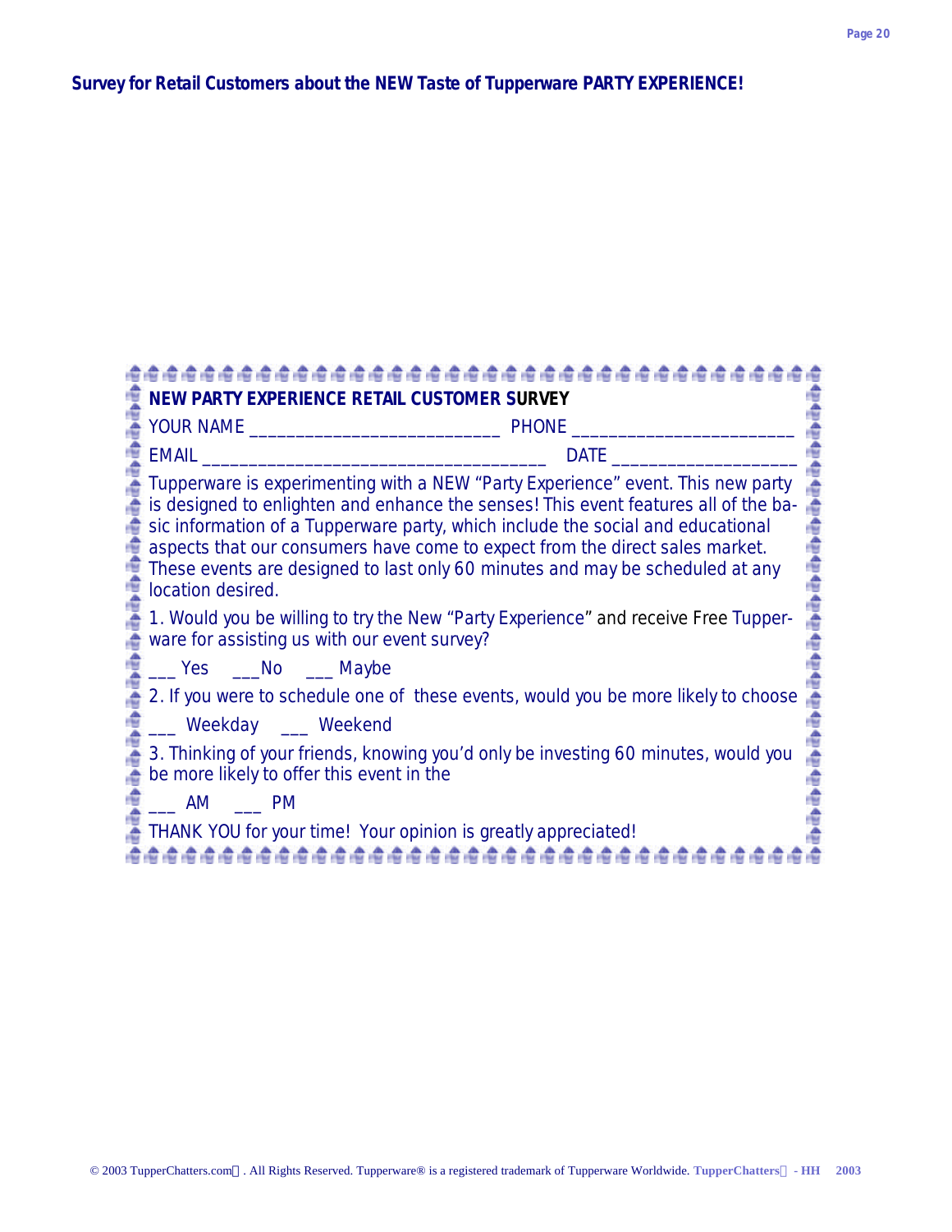**Survey for Retail Customers about the NEW Taste of Tupperware PARTY EXPERIENCE!**

**NEW PARTY EXPERIENCE RETAIL CUSTOMER SURVEY**

YOUR NAME ___________________________ PHONE _______________________

EMAIL _____________________________________ DATE ___________________

Tupperware is experimenting with a NEW "Party Experience" event. This new party is designed to enlighten and enhance the senses! This event features all of the basic information of a Tupperware party, which include the social and educational aspects that our consumers have come to expect from the direct sales market. These events are designed to last only 60 minutes and may be scheduled at any location desired.

1. Would you be willing to try the New "Party Experience" and receive Free Tupperware for assisting us with our event survey?

___ Yes ___No ___ Maybe

2. If you were to schedule one of these events, would you be more likely to choose

___ Weekday ___ Weekend

3. Thinking of your friends, knowing you'd only be investing 60 minutes, would you be more likely to offer this event in the

___ AM ___ PM

THANK YOU for your time! Your opinion is greatly appreciated!

© 2003 TupperChatters.com. All Rights Reserved. Tupperware® is a registered trademark of Tupperware Worldwide. TupperChatters - HH 2003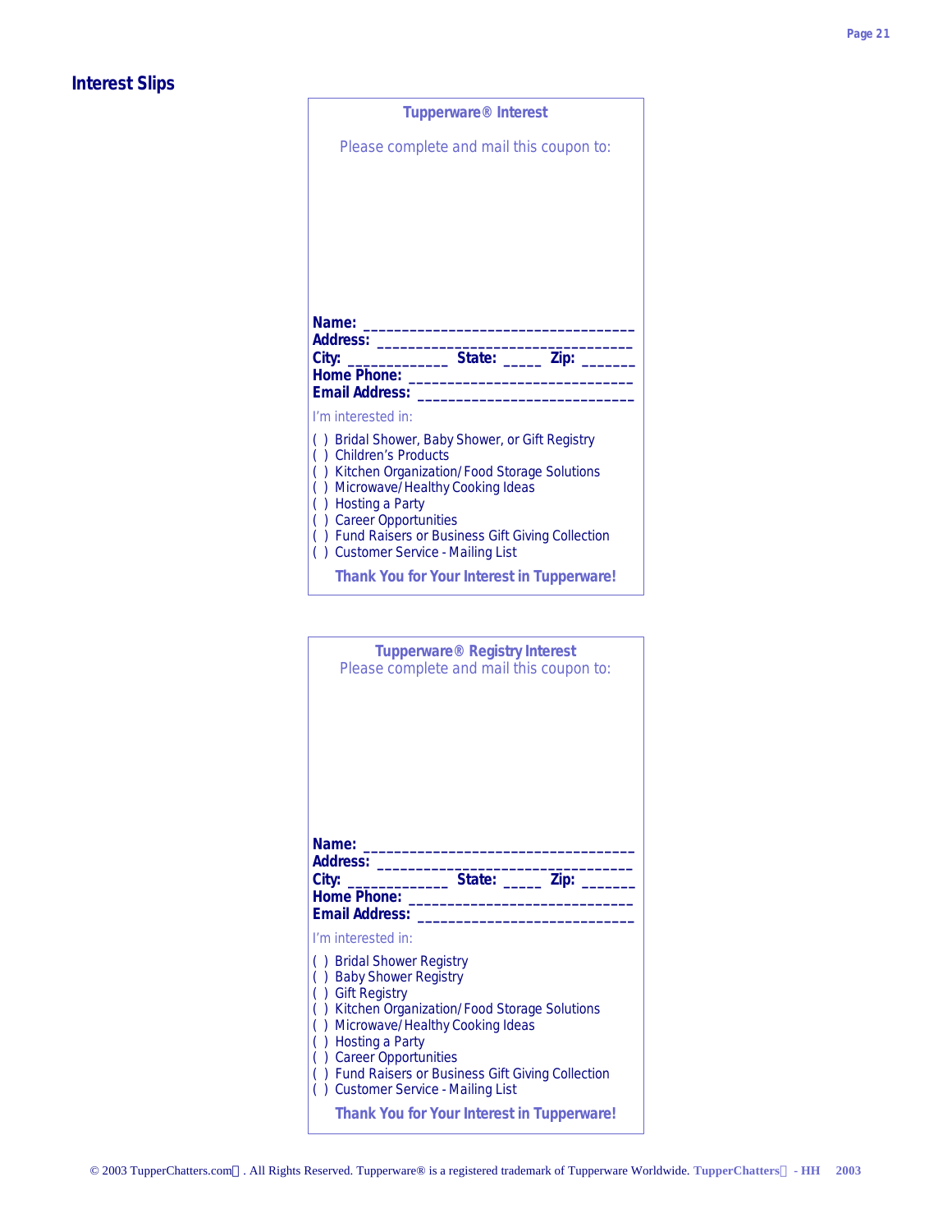# Interest Slips

**Tupperware® Interest**

Please complete and mail this coupon to:

**Name:** ________________________________

**Address:** ______________________________

**City:** ____________ **State:** _____ **Zip:** _______

**Home Phone:** ___________________________

**Email Address:** _________________________

I'm interested in:

( ) Bridal Shower, Baby Shower, or Gift Registry
( ) Children's Products
( ) Kitchen Organization/Food Storage Solutions
( ) Microwave/Healthy Cooking Ideas
( ) Hosting a Party
( ) Career Opportunities
( ) Fund Raisers or Business Gift Giving Collection
( ) Customer Service - Mailing List

**Thank You for Your Interest in Tupperware!**

---

**Tupperware® Registry Interest**

Please complete and mail this coupon to:

**Name:** ________________________________

**Address:** ______________________________

**City:** ____________ **State:** _____ **Zip:** _______

**Home Phone:** ___________________________

**Email Address:** _________________________

I'm interested in:

( ) Bridal Shower Registry
( ) Baby Shower Registry
( ) Gift Registry
( ) Kitchen Organization/Food Storage Solutions
( ) Microwave/Healthy Cooking Ideas
( ) Hosting a Party
( ) Career Opportunities
( ) Fund Raisers or Business Gift Giving Collection
( ) Customer Service - Mailing List

**Thank You for Your Interest in Tupperware!**

© 2003 TupperChatters.com. All Rights Reserved. Tupperware® is a registered trademark of Tupperware Worldwide.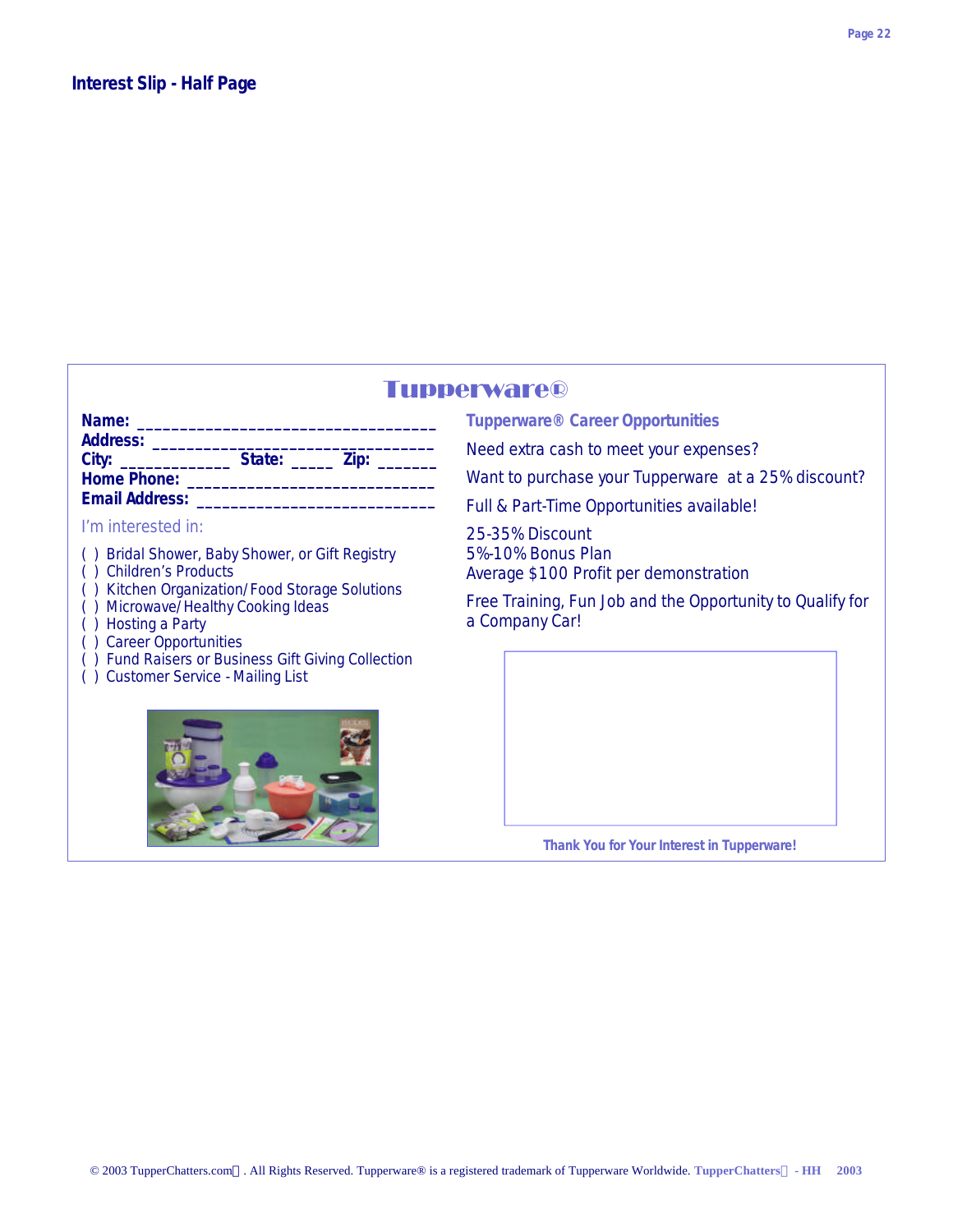## Interest Slip - Half Page

# Tupperware®

**Name:** ________________________________
**Address:** ______________________________
**City:** ____________ **State:** _____ **Zip:** _______
**Home Phone:** ___________________________
**Email Address:** _________________________

I'm interested in:

( ) Bridal Shower, Baby Shower, or Gift Registry
( ) Children's Products
( ) Kitchen Organization/Food Storage Solutions
( ) Microwave/Healthy Cooking Ideas
( ) Hosting a Party
( ) Career Opportunities
( ) Fund Raisers or Business Gift Giving Collection
( ) Customer Service - Mailing List

### Tupperware® Career Opportunities

Need extra cash to meet your expenses?

Want to purchase your Tupperware at a 25% discount?

Full & Part-Time Opportunities available!

25-35% Discount
5%-10% Bonus Plan
Average $100 Profit per demonstration

Free Training, Fun Job and the Opportunity to Qualify for a Company Car!

**Thank You for Your Interest in Tupperware!**

© 2003 TupperChatters.com. All Rights Reserved. Tupperware® is a registered trademark of Tupperware Worldwide. TupperChatters - HH 2003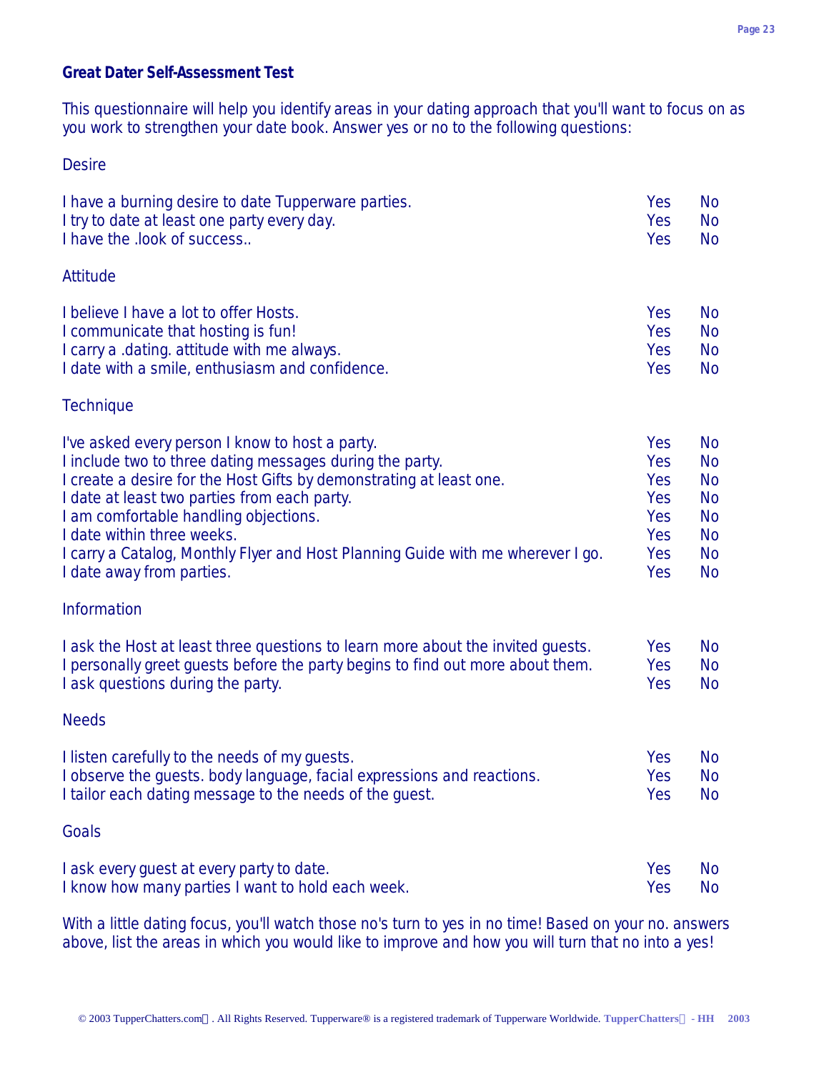**Great Dater Self-Assessment Test**

This questionnaire will help you identify areas in your dating approach that you'll want to focus on as you work to strengthen your date book. Answer yes or no to the following questions:

Desire

| | | |
|---|---|---|
| I have a burning desire to date Tupperware parties. | Yes | No |
| I try to date at least one party every day. | Yes | No |
| I have the .look of success.. | Yes | No |

Attitude

| | | |
|---|---|---|
| I believe I have a lot to offer Hosts. | Yes | No |
| I communicate that hosting is fun! | Yes | No |
| I carry a .dating. attitude with me always. | Yes | No |
| I date with a smile, enthusiasm and confidence. | Yes | No |

Technique

| | | |
|---|---|---|
| I've asked every person I know to host a party. | Yes | No |
| I include two to three dating messages during the party. | Yes | No |
| I create a desire for the Host Gifts by demonstrating at least one. | Yes | No |
| I date at least two parties from each party. | Yes | No |
| I am comfortable handling objections. | Yes | No |
| I date within three weeks. | Yes | No |
| I carry a Catalog, Monthly Flyer and Host Planning Guide with me wherever I go. | Yes | No |
| I date away from parties. | Yes | No |

Information

| | | |
|---|---|---|
| I ask the Host at least three questions to learn more about the invited guests. | Yes | No |
| I personally greet guests before the party begins to find out more about them. | Yes | No |
| I ask questions during the party. | Yes | No |

Needs

| | | |
|---|---|---|
| I listen carefully to the needs of my guests. | Yes | No |
| I observe the guests. body language, facial expressions and reactions. | Yes | No |
| I tailor each dating message to the needs of the guest. | Yes | No |

Goals

| | | |
|---|---|---|
| I ask every guest at every party to date. | Yes | No |
| I know how many parties I want to hold each week. | Yes | No |

With a little dating focus, you'll watch those no's turn to yes in no time! Based on your no. answers above, list the areas in which you would like to improve and how you will turn that no into a yes!